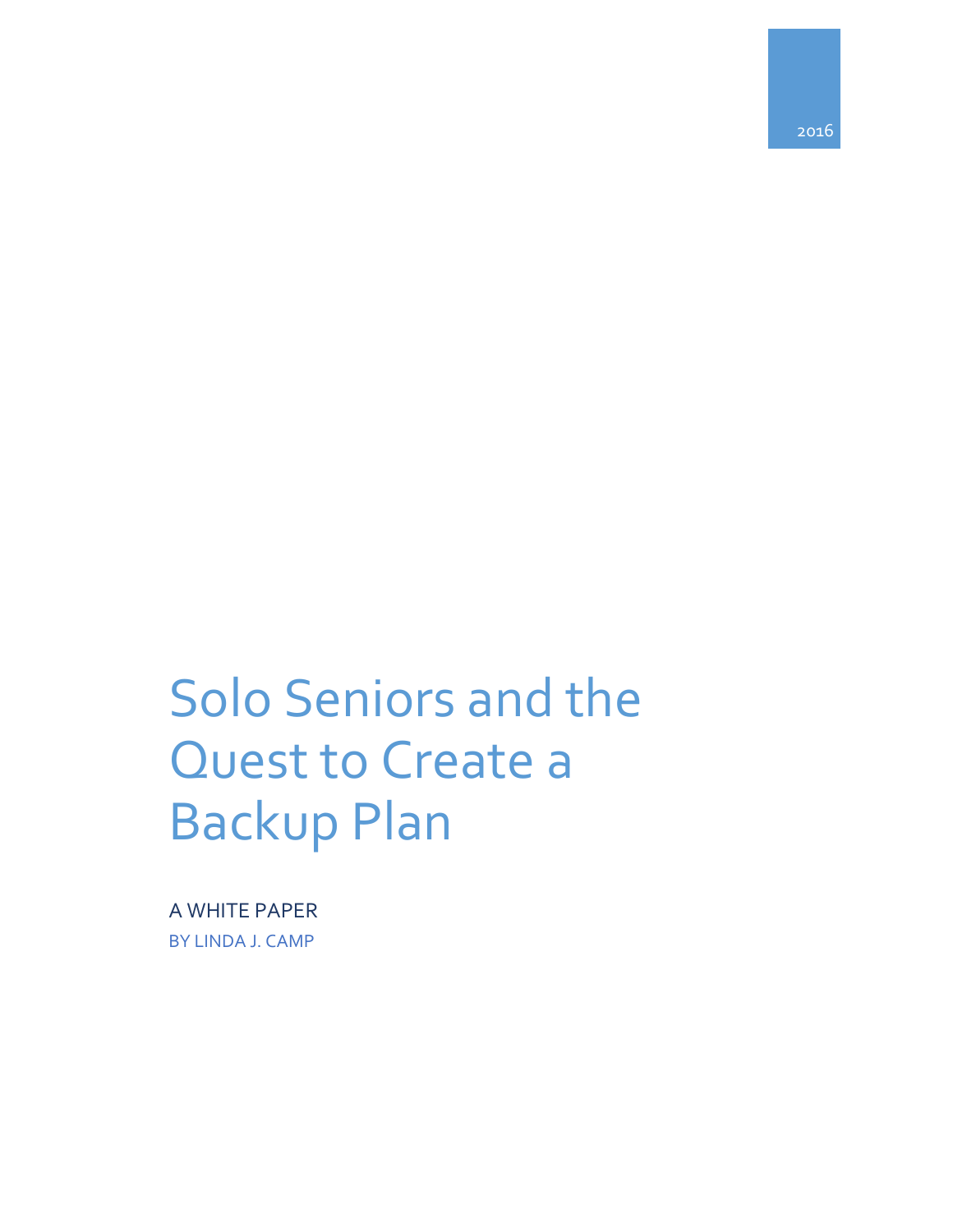2016

# Solo Seniors and the Quest to Create a Backup Plan

A WHITE PAPER

BY LINDA J. CAMP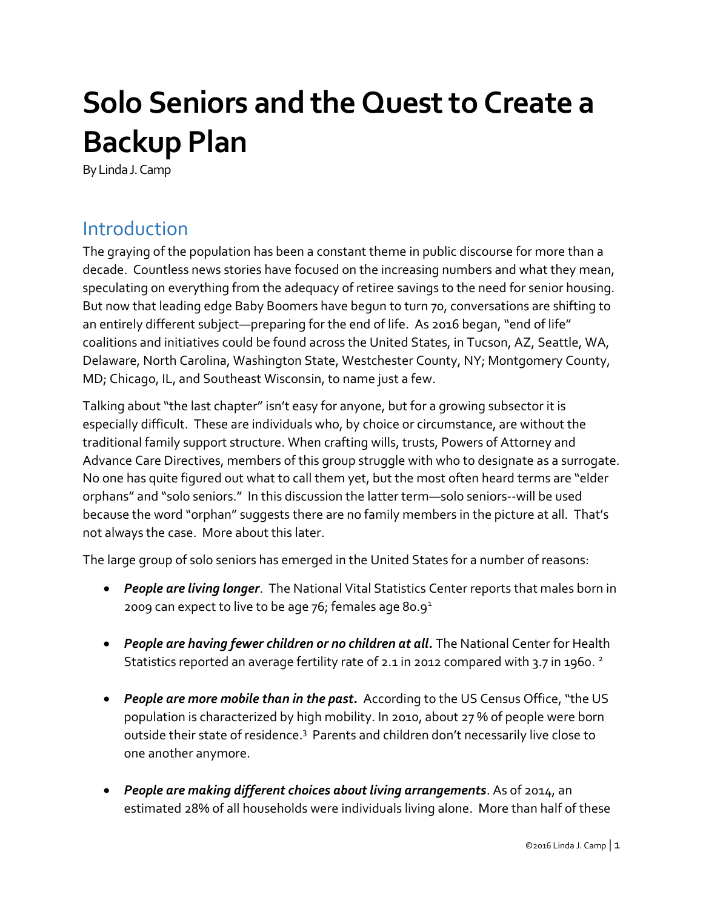# Solo Seniors and the Quest to Create a Backup Plan

By Linda J. Camp

## Introduction

The graying of the population has been a constant theme in public discourse for more than a decade. Countless news stories have focused on the increasing numbers and what they mean, speculating on everything from the adequacy of retiree savings to the need for senior housing. But now that leading edge Baby Boomers have begun to turn 70, conversations are shifting to an entirely different subject—preparing for the end of life. As 2016 began, "end of life" coalitions and initiatives could be found across the United States, in Tucson, AZ, Seattle, WA, Delaware, North Carolina, Washington State, Westchester County, NY; Montgomery County, MD; Chicago, IL, and Southeast Wisconsin, to name just a few.

Talking about "the last chapter" isn't easy for anyone, but for a growing subsector it is especially difficult. These are individuals who, by choice or circumstance, are without the traditional family support structure. When crafting wills, trusts, Powers of Attorney and Advance Care Directives, members of this group struggle with who to designate as a surrogate. No one has quite figured out what to call them yet, but the most often heard terms are "elder orphans" and "solo seniors." In this discussion the latter term—solo seniors--will be used because the word "orphan" suggests there are no family members in the picture at all. That's not always the case. More about this later.

The large group of solo seniors has emerged in the United States for a number of reasons:

- ***People are living longer***. The National Vital Statistics Center reports that males born in 2009 can expect to live to be age 76; females age 80.9[1]

- ***People are having fewer children or no children at all.*** The National Center for Health Statistics reported an average fertility rate of 2.1 in 2012 compared with 3.7 in 1960. [2]

- ***People are more mobile than in the past.*** According to the US Census Office, "the US population is characterized by high mobility. In 2010, about 27 % of people were born outside their state of residence.[3] Parents and children don't necessarily live close to one another anymore.

- ***People are making different choices about living arrangements***. As of 2014, an estimated 28% of all households were individuals living alone. More than half of these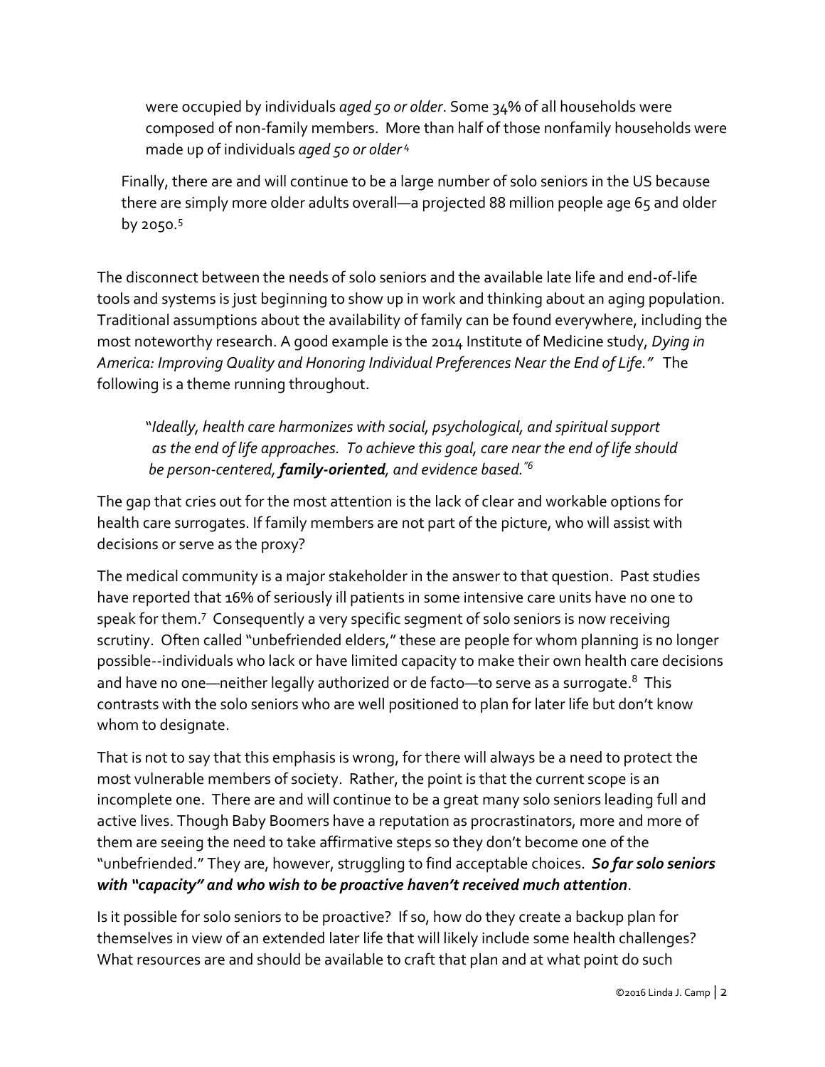> were occupied by individuals *aged 50 or older*. Some 34% of all households were composed of non-family members. More than half of those nonfamily households were made up of individuals *aged 50 or older*[4]

> Finally, there are and will continue to be a large number of solo seniors in the US because there are simply more older adults overall—a projected 88 million people age 65 and older by 2050.[5]

The disconnect between the needs of solo seniors and the available late life and end-of-life tools and systems is just beginning to show up in work and thinking about an aging population. Traditional assumptions about the availability of family can be found everywhere, including the most noteworthy research. A good example is the 2014 Institute of Medicine study, *Dying in America: Improving Quality and Honoring Individual Preferences Near the End of Life."* The following is a theme running throughout.

> "*Ideally, health care harmonizes with social, psychological, and spiritual support as the end of life approaches. To achieve this goal, care near the end of life should be person-centered, **family-oriented**, and evidence based."*[6]

The gap that cries out for the most attention is the lack of clear and workable options for health care surrogates. If family members are not part of the picture, who will assist with decisions or serve as the proxy?

The medical community is a major stakeholder in the answer to that question. Past studies have reported that 16% of seriously ill patients in some intensive care units have no one to speak for them.[7] Consequently a very specific segment of solo seniors is now receiving scrutiny. Often called "unbefriended elders," these are people for whom planning is no longer possible--individuals who lack or have limited capacity to make their own health care decisions and have no one—neither legally authorized or de facto—to serve as a surrogate.[8] This contrasts with the solo seniors who are well positioned to plan for later life but don't know whom to designate.

That is not to say that this emphasis is wrong, for there will always be a need to protect the most vulnerable members of society. Rather, the point is that the current scope is an incomplete one. There are and will continue to be a great many solo seniors leading full and active lives. Though Baby Boomers have a reputation as procrastinators, more and more of them are seeing the need to take affirmative steps so they don't become one of the "unbefriended." They are, however, struggling to find acceptable choices. ***So far solo seniors with "capacity" and who wish to be proactive haven't received much attention***.

Is it possible for solo seniors to be proactive? If so, how do they create a backup plan for themselves in view of an extended later life that will likely include some health challenges? What resources are and should be available to craft that plan and at what point do such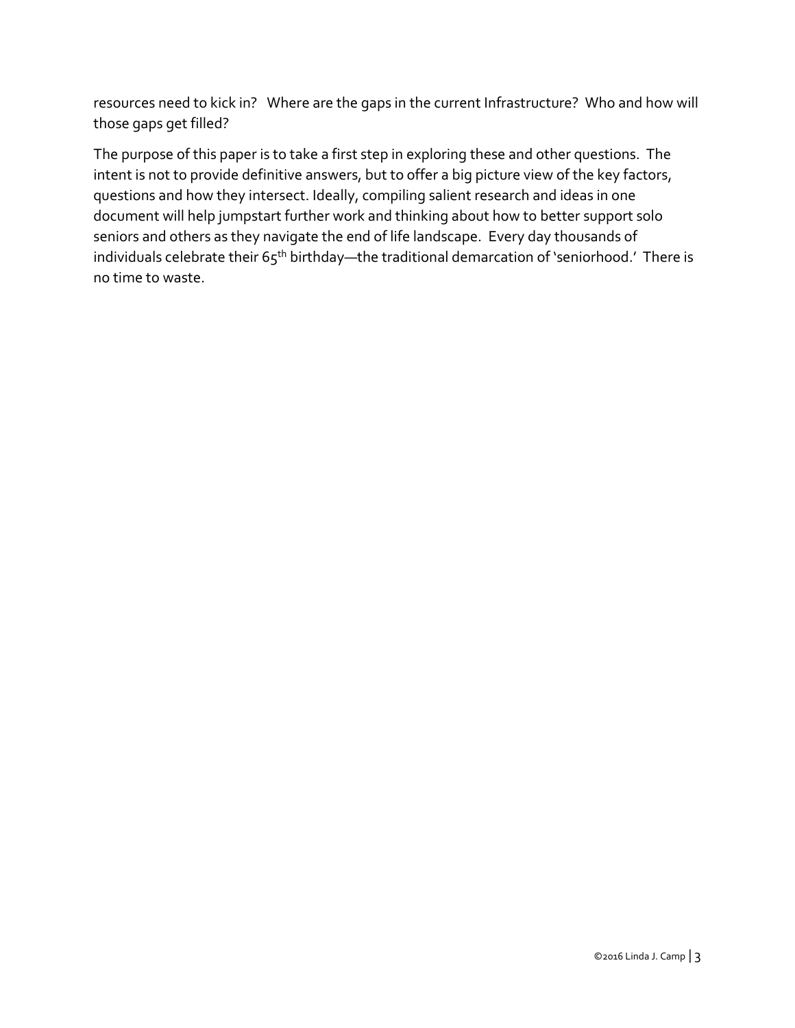resources need to kick in? Where are the gaps in the current Infrastructure? Who and how will those gaps get filled?

The purpose of this paper is to take a first step in exploring these and other questions. The intent is not to provide definitive answers, but to offer a big picture view of the key factors, questions and how they intersect. Ideally, compiling salient research and ideas in one document will help jumpstart further work and thinking about how to better support solo seniors and others as they navigate the end of life landscape. Every day thousands of individuals celebrate their 65th birthday—the traditional demarcation of 'seniorhood.' There is no time to waste.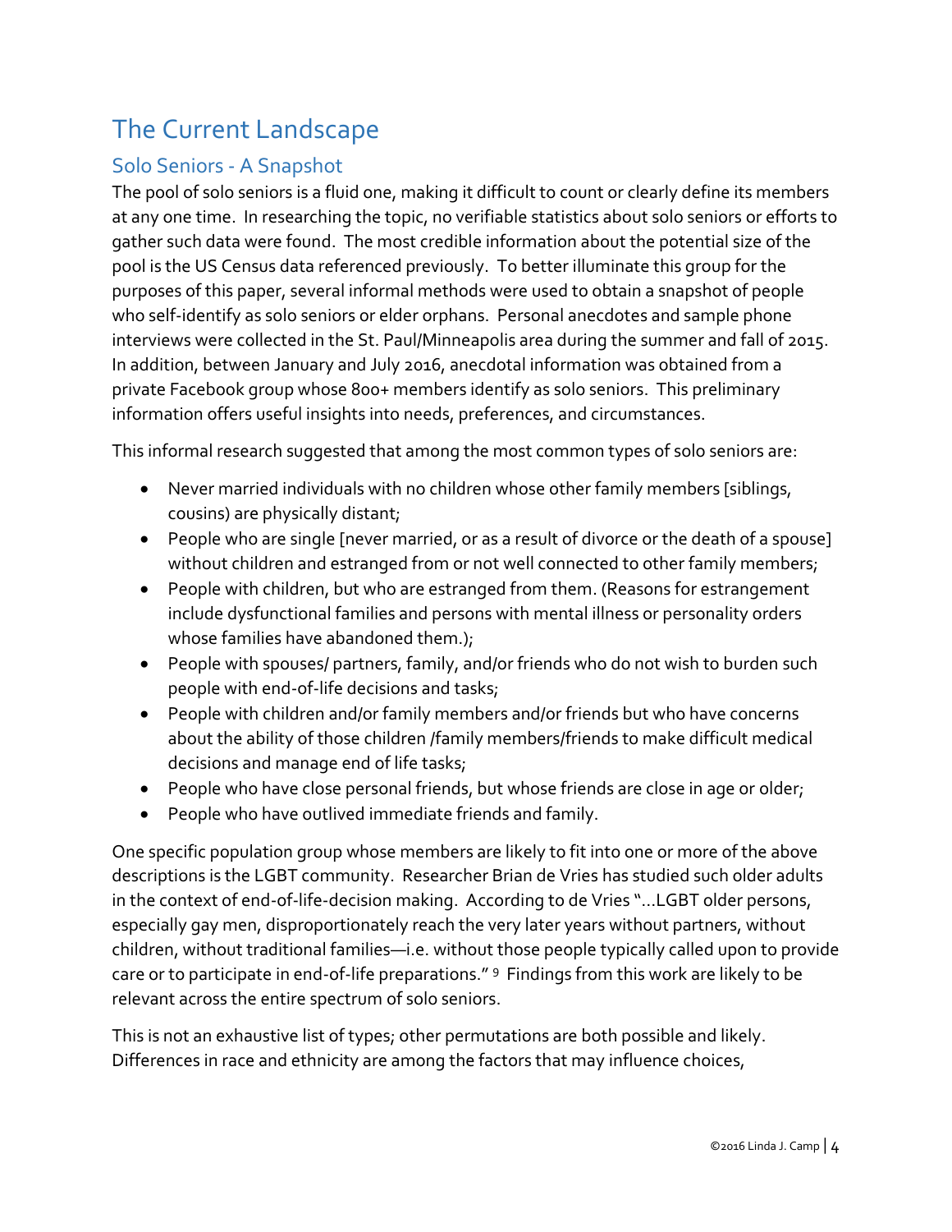# The Current Landscape

## Solo Seniors - A Snapshot

The pool of solo seniors is a fluid one, making it difficult to count or clearly define its members at any one time. In researching the topic, no verifiable statistics about solo seniors or efforts to gather such data were found. The most credible information about the potential size of the pool is the US Census data referenced previously. To better illuminate this group for the purposes of this paper, several informal methods were used to obtain a snapshot of people who self-identify as solo seniors or elder orphans. Personal anecdotes and sample phone interviews were collected in the St. Paul/Minneapolis area during the summer and fall of 2015. In addition, between January and July 2016, anecdotal information was obtained from a private Facebook group whose 800+ members identify as solo seniors. This preliminary information offers useful insights into needs, preferences, and circumstances.

This informal research suggested that among the most common types of solo seniors are:

- Never married individuals with no children whose other family members [siblings, cousins) are physically distant;
- People who are single [never married, or as a result of divorce or the death of a spouse] without children and estranged from or not well connected to other family members;
- People with children, but who are estranged from them. (Reasons for estrangement include dysfunctional families and persons with mental illness or personality orders whose families have abandoned them.);
- People with spouses/ partners, family, and/or friends who do not wish to burden such people with end-of-life decisions and tasks;
- People with children and/or family members and/or friends but who have concerns about the ability of those children /family members/friends to make difficult medical decisions and manage end of life tasks;
- People who have close personal friends, but whose friends are close in age or older;
- People who have outlived immediate friends and family.

One specific population group whose members are likely to fit into one or more of the above descriptions is the LGBT community. Researcher Brian de Vries has studied such older adults in the context of end-of-life-decision making. According to de Vries "…LGBT older persons, especially gay men, disproportionately reach the very later years without partners, without children, without traditional families—i.e. without those people typically called upon to provide care or to participate in end-of-life preparations." [9] Findings from this work are likely to be relevant across the entire spectrum of solo seniors.

This is not an exhaustive list of types; other permutations are both possible and likely. Differences in race and ethnicity are among the factors that may influence choices,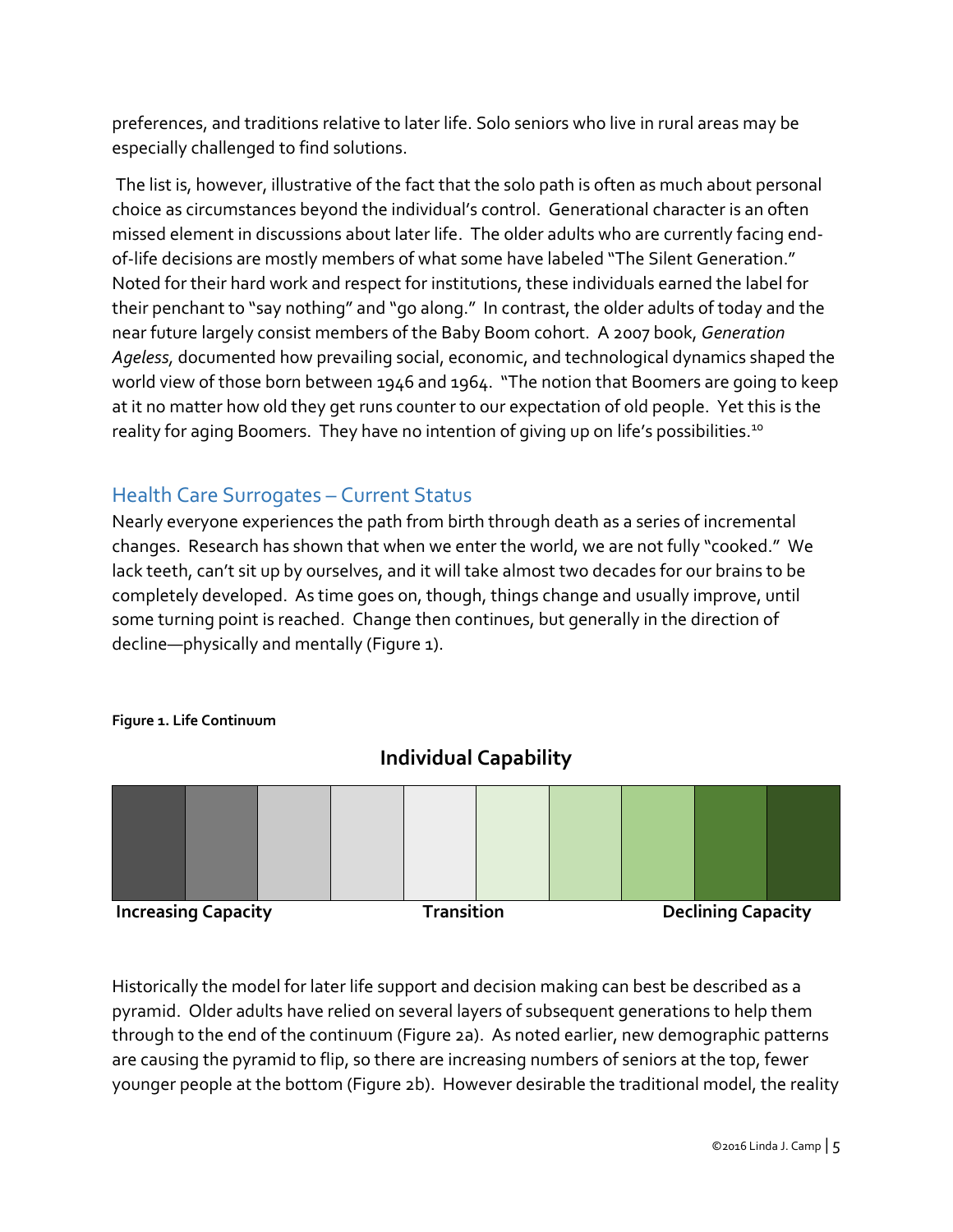preferences, and traditions relative to later life. Solo seniors who live in rural areas may be especially challenged to find solutions.

The list is, however, illustrative of the fact that the solo path is often as much about personal choice as circumstances beyond the individual's control. Generational character is an often missed element in discussions about later life. The older adults who are currently facing end-of-life decisions are mostly members of what some have labeled "The Silent Generation." Noted for their hard work and respect for institutions, these individuals earned the label for their penchant to "say nothing" and "go along." In contrast, the older adults of today and the near future largely consist members of the Baby Boom cohort. A 2007 book, *Generation Ageless,* documented how prevailing social, economic, and technological dynamics shaped the world view of those born between 1946 and 1964. "The notion that Boomers are going to keep at it no matter how old they get runs counter to our expectation of old people. Yet this is the reality for aging Boomers. They have no intention of giving up on life's possibilities.[10]

## Health Care Surrogates – Current Status

Nearly everyone experiences the path from birth through death as a series of incremental changes. Research has shown that when we enter the world, we are not fully "cooked." We lack teeth, can't sit up by ourselves, and it will take almost two decades for our brains to be completely developed. As time goes on, though, things change and usually improve, until some turning point is reached. Change then continues, but generally in the direction of decline—physically and mentally (Figure 1).

**Figure 1. Life Continuum**

**Individual Capability**

**Increasing Capacity** | **Transition** | **Declining Capacity**

Historically the model for later life support and decision making can best be described as a pyramid. Older adults have relied on several layers of subsequent generations to help them through to the end of the continuum (Figure 2a). As noted earlier, new demographic patterns are causing the pyramid to flip, so there are increasing numbers of seniors at the top, fewer younger people at the bottom (Figure 2b). However desirable the traditional model, the reality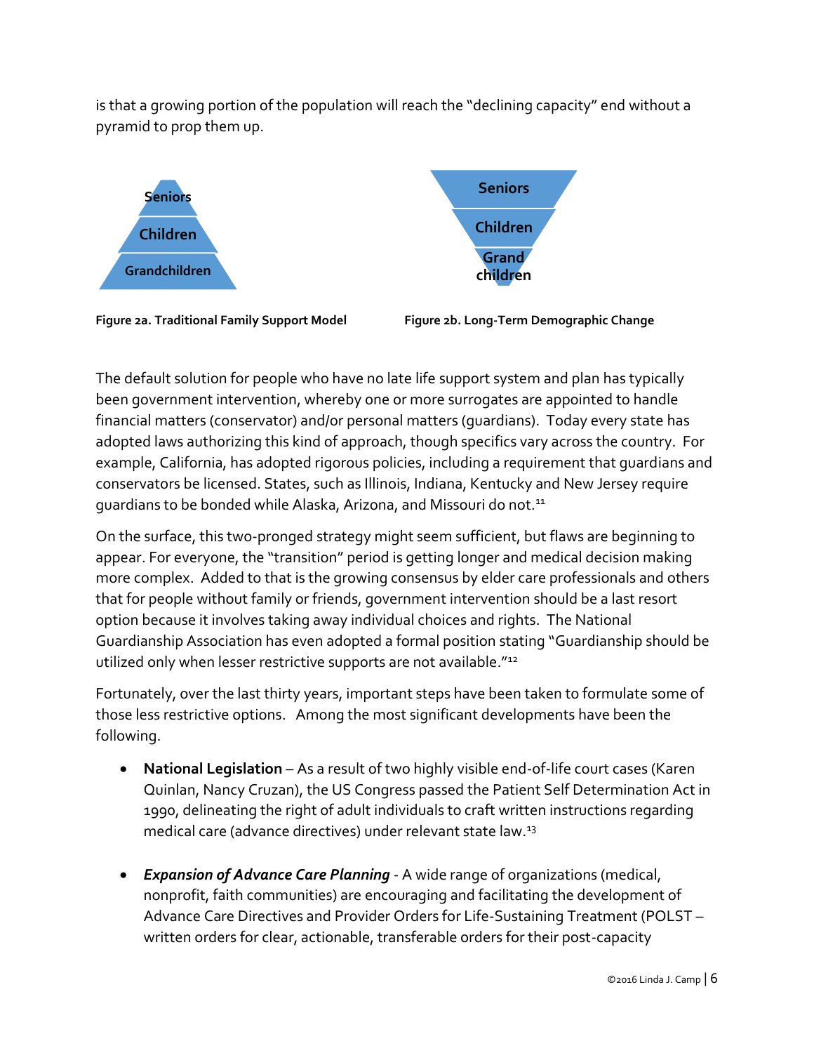is that a growing portion of the population will reach the "declining capacity" end without a pyramid to prop them up.

Seniors

Children

Grandchildren

**Figure 2a. Traditional Family Support Model**

Seniors

Children

Grand children

**Figure 2b. Long-Term Demographic Change**

The default solution for people who have no late life support system and plan has typically been government intervention, whereby one or more surrogates are appointed to handle financial matters (conservator) and/or personal matters (guardians). Today every state has adopted laws authorizing this kind of approach, though specifics vary across the country. For example, California, has adopted rigorous policies, including a requirement that guardians and conservators be licensed. States, such as Illinois, Indiana, Kentucky and New Jersey require guardians to be bonded while Alaska, Arizona, and Missouri do not.[11]

On the surface, this two-pronged strategy might seem sufficient, but flaws are beginning to appear. For everyone, the "transition" period is getting longer and medical decision making more complex. Added to that is the growing consensus by elder care professionals and others that for people without family or friends, government intervention should be a last resort option because it involves taking away individual choices and rights. The National Guardianship Association has even adopted a formal position stating "Guardianship should be utilized only when lesser restrictive supports are not available."[12]

Fortunately, over the last thirty years, important steps have been taken to formulate some of those less restrictive options. Among the most significant developments have been the following.

- **National Legislation** – As a result of two highly visible end-of-life court cases (Karen Quinlan, Nancy Cruzan), the US Congress passed the Patient Self Determination Act in 1990, delineating the right of adult individuals to craft written instructions regarding medical care (advance directives) under relevant state law.[13]

- ***Expansion of Advance Care Planning*** - A wide range of organizations (medical, nonprofit, faith communities) are encouraging and facilitating the development of Advance Care Directives and Provider Orders for Life-Sustaining Treatment (POLST – written orders for clear, actionable, transferable orders for their post-capacity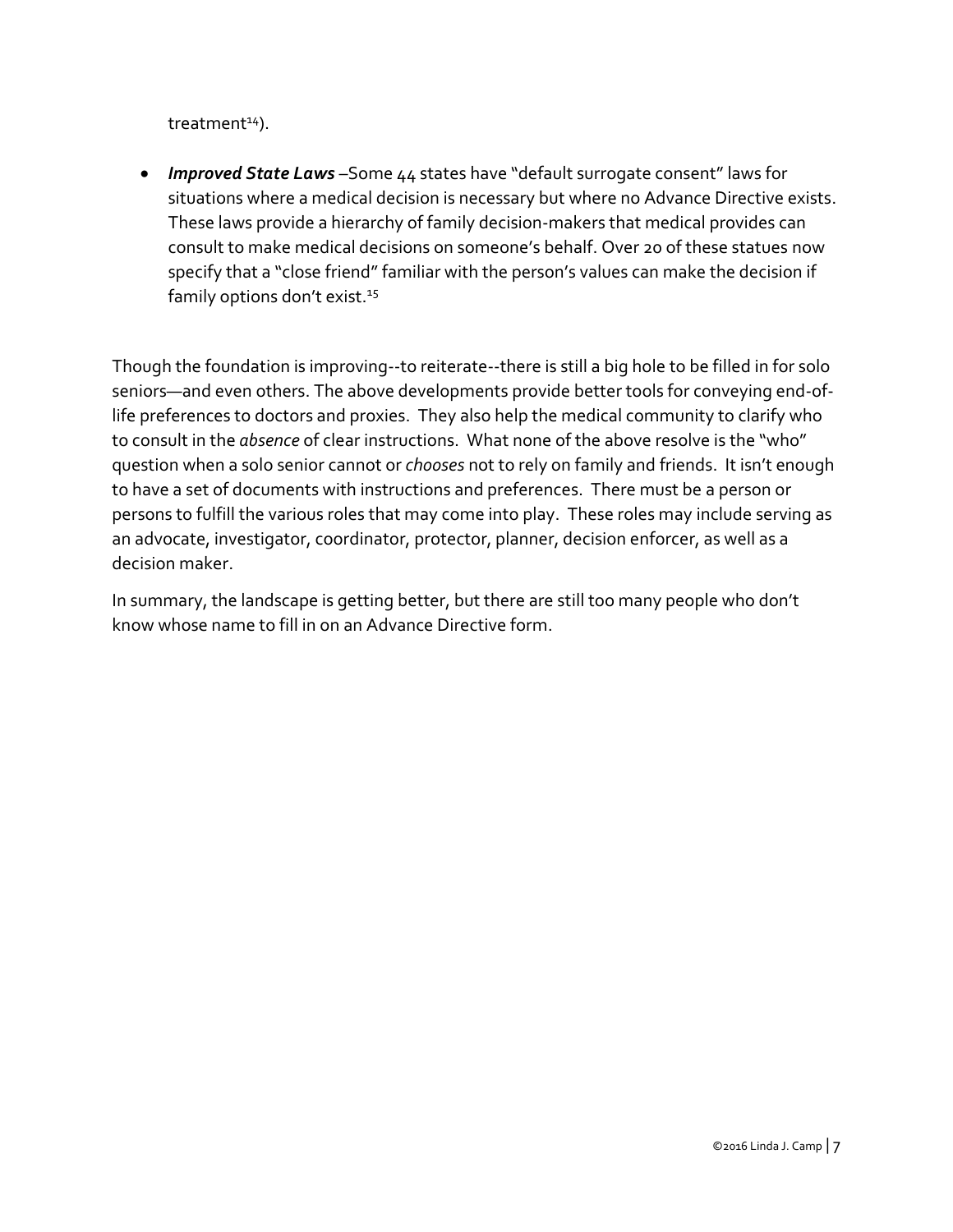treatment[14]).

- ***Improved State Laws*** –Some 44 states have "default surrogate consent" laws for situations where a medical decision is necessary but where no Advance Directive exists. These laws provide a hierarchy of family decision-makers that medical provides can consult to make medical decisions on someone's behalf. Over 20 of these statues now specify that a "close friend" familiar with the person's values can make the decision if family options don't exist.[15]

Though the foundation is improving--to reiterate--there is still a big hole to be filled in for solo seniors—and even others. The above developments provide better tools for conveying end-of-life preferences to doctors and proxies. They also help the medical community to clarify who to consult in the *absence* of clear instructions. What none of the above resolve is the "who" question when a solo senior cannot or *chooses* not to rely on family and friends. It isn't enough to have a set of documents with instructions and preferences. There must be a person or persons to fulfill the various roles that may come into play. These roles may include serving as an advocate, investigator, coordinator, protector, planner, decision enforcer, as well as a decision maker.

In summary, the landscape is getting better, but there are still too many people who don't know whose name to fill in on an Advance Directive form.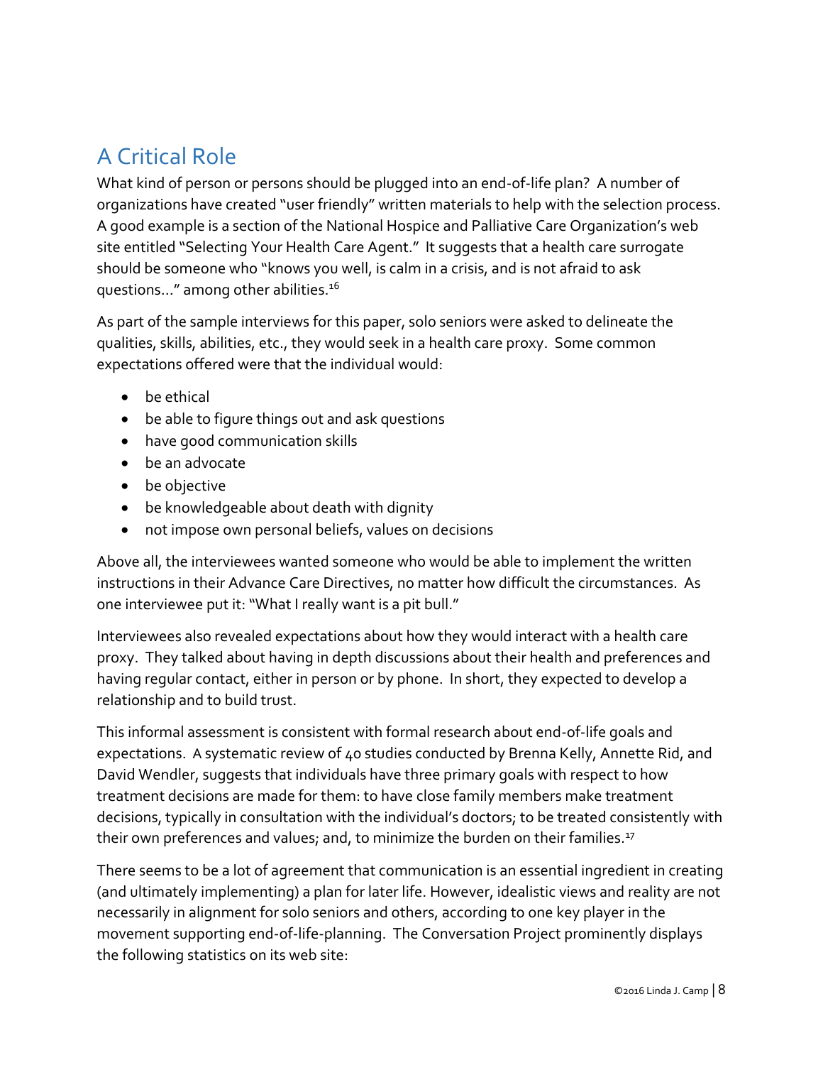## A Critical Role

What kind of person or persons should be plugged into an end-of-life plan? A number of organizations have created "user friendly" written materials to help with the selection process. A good example is a section of the National Hospice and Palliative Care Organization's web site entitled "Selecting Your Health Care Agent." It suggests that a health care surrogate should be someone who "knows you well, is calm in a crisis, and is not afraid to ask questions..." among other abilities.[16]

As part of the sample interviews for this paper, solo seniors were asked to delineate the qualities, skills, abilities, etc., they would seek in a health care proxy. Some common expectations offered were that the individual would:

- be ethical
- be able to figure things out and ask questions
- have good communication skills
- be an advocate
- be objective
- be knowledgeable about death with dignity
- not impose own personal beliefs, values on decisions

Above all, the interviewees wanted someone who would be able to implement the written instructions in their Advance Care Directives, no matter how difficult the circumstances. As one interviewee put it: "What I really want is a pit bull."

Interviewees also revealed expectations about how they would interact with a health care proxy. They talked about having in depth discussions about their health and preferences and having regular contact, either in person or by phone. In short, they expected to develop a relationship and to build trust.

This informal assessment is consistent with formal research about end-of-life goals and expectations. A systematic review of 40 studies conducted by Brenna Kelly, Annette Rid, and David Wendler, suggests that individuals have three primary goals with respect to how treatment decisions are made for them: to have close family members make treatment decisions, typically in consultation with the individual's doctors; to be treated consistently with their own preferences and values; and, to minimize the burden on their families.[17]

There seems to be a lot of agreement that communication is an essential ingredient in creating (and ultimately implementing) a plan for later life. However, idealistic views and reality are not necessarily in alignment for solo seniors and others, according to one key player in the movement supporting end-of-life-planning. The Conversation Project prominently displays the following statistics on its web site: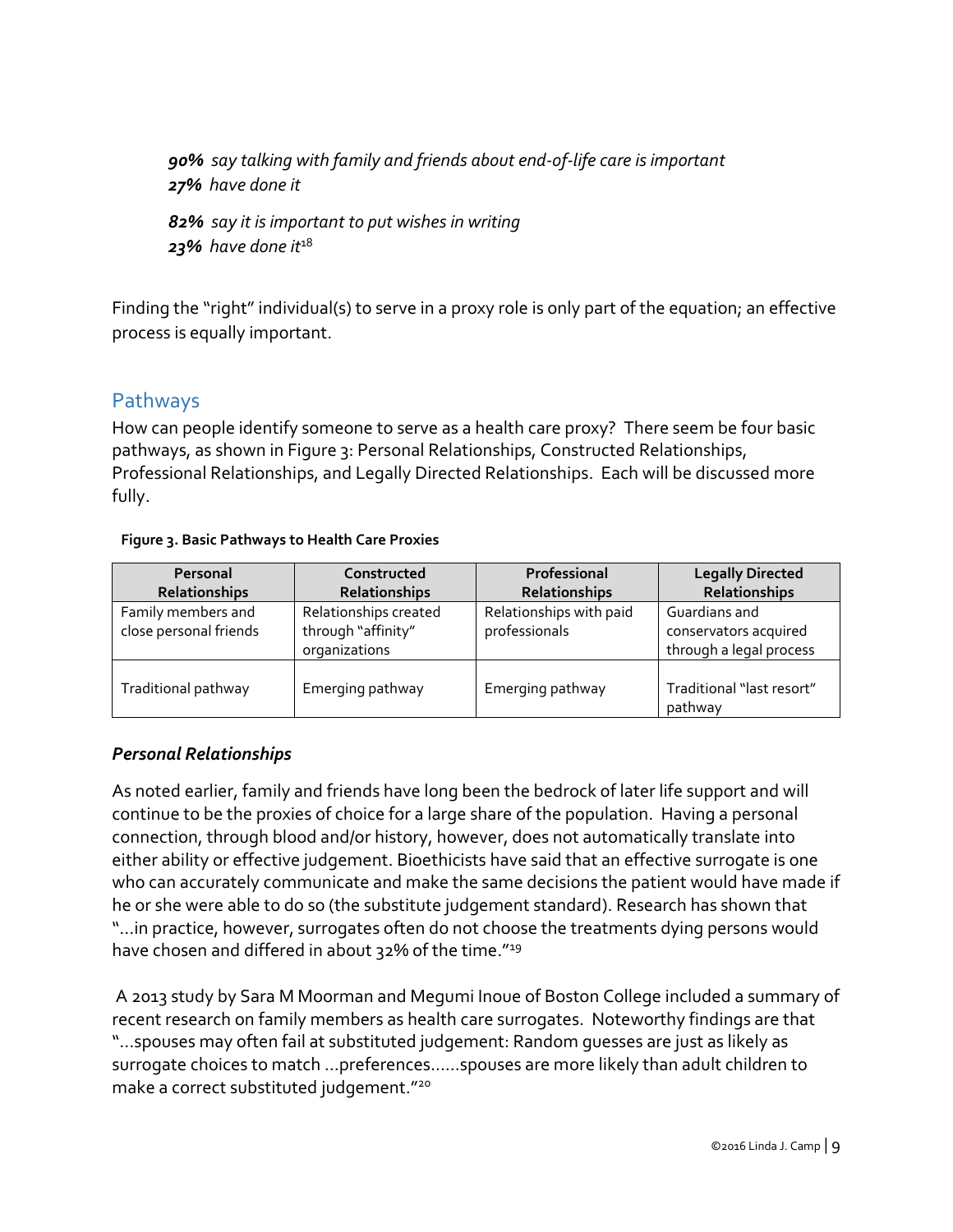***90%*** *say talking with family and friends about end-of-life care is important*
***27%*** *have done it*

***82%*** *say it is important to put wishes in writing*
***23%*** *have done it*[18]

Finding the "right" individual(s) to serve in a proxy role is only part of the equation; an effective process is equally important.

## Pathways

How can people identify someone to serve as a health care proxy? There seem be four basic pathways, as shown in Figure 3: Personal Relationships, Constructed Relationships, Professional Relationships, and Legally Directed Relationships. Each will be discussed more fully.

**Figure 3. Basic Pathways to Health Care Proxies**

| Personal Relationships | Constructed Relationships | Professional Relationships | Legally Directed Relationships |
|---|---|---|---|
| Family members and close personal friends | Relationships created through "affinity" organizations | Relationships with paid professionals | Guardians and conservators acquired through a legal process |
| Traditional pathway | Emerging pathway | Emerging pathway | Traditional "last resort" pathway |

### *Personal Relationships*

As noted earlier, family and friends have long been the bedrock of later life support and will continue to be the proxies of choice for a large share of the population. Having a personal connection, through blood and/or history, however, does not automatically translate into either ability or effective judgement. Bioethicists have said that an effective surrogate is one who can accurately communicate and make the same decisions the patient would have made if he or she were able to do so (the substitute judgement standard). Research has shown that "…in practice, however, surrogates often do not choose the treatments dying persons would have chosen and differed in about 32% of the time."[19]

A 2013 study by Sara M Moorman and Megumi Inoue of Boston College included a summary of recent research on family members as health care surrogates. Noteworthy findings are that "…spouses may often fail at substituted judgement: Random guesses are just as likely as surrogate choices to match …preferences……spouses are more likely than adult children to make a correct substituted judgement."[20]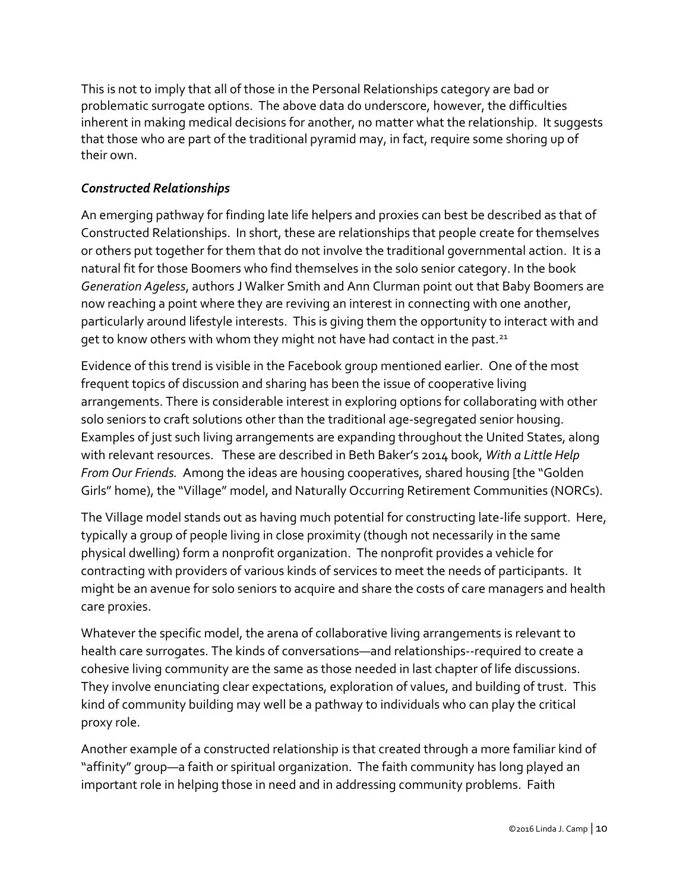This is not to imply that all of those in the Personal Relationships category are bad or problematic surrogate options. The above data do underscore, however, the difficulties inherent in making medical decisions for another, no matter what the relationship. It suggests that those who are part of the traditional pyramid may, in fact, require some shoring up of their own.

### *Constructed Relationships*

An emerging pathway for finding late life helpers and proxies can best be described as that of Constructed Relationships. In short, these are relationships that people create for themselves or others put together for them that do not involve the traditional governmental action. It is a natural fit for those Boomers who find themselves in the solo senior category. In the book *Generation Ageless*, authors J Walker Smith and Ann Clurman point out that Baby Boomers are now reaching a point where they are reviving an interest in connecting with one another, particularly around lifestyle interests. This is giving them the opportunity to interact with and get to know others with whom they might not have had contact in the past.[21]

Evidence of this trend is visible in the Facebook group mentioned earlier. One of the most frequent topics of discussion and sharing has been the issue of cooperative living arrangements. There is considerable interest in exploring options for collaborating with other solo seniors to craft solutions other than the traditional age-segregated senior housing. Examples of just such living arrangements are expanding throughout the United States, along with relevant resources. These are described in Beth Baker's 2014 book, *With a Little Help From Our Friends.* Among the ideas are housing cooperatives, shared housing [the "Golden Girls" home), the "Village" model, and Naturally Occurring Retirement Communities (NORCs).

The Village model stands out as having much potential for constructing late-life support. Here, typically a group of people living in close proximity (though not necessarily in the same physical dwelling) form a nonprofit organization. The nonprofit provides a vehicle for contracting with providers of various kinds of services to meet the needs of participants. It might be an avenue for solo seniors to acquire and share the costs of care managers and health care proxies.

Whatever the specific model, the arena of collaborative living arrangements is relevant to health care surrogates. The kinds of conversations—and relationships--required to create a cohesive living community are the same as those needed in last chapter of life discussions. They involve enunciating clear expectations, exploration of values, and building of trust. This kind of community building may well be a pathway to individuals who can play the critical proxy role.

Another example of a constructed relationship is that created through a more familiar kind of "affinity" group—a faith or spiritual organization. The faith community has long played an important role in helping those in need and in addressing community problems. Faith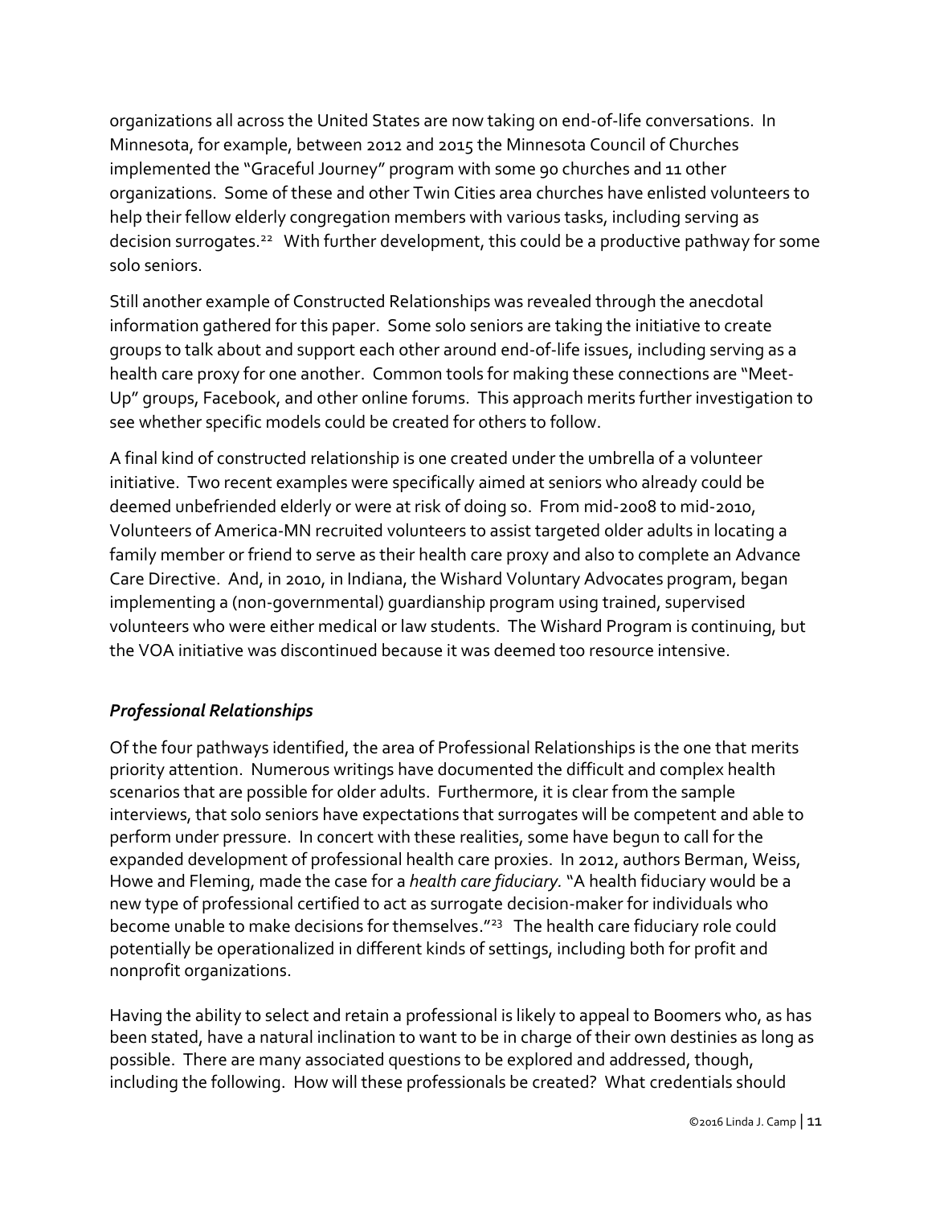organizations all across the United States are now taking on end-of-life conversations. In Minnesota, for example, between 2012 and 2015 the Minnesota Council of Churches implemented the "Graceful Journey" program with some 90 churches and 11 other organizations. Some of these and other Twin Cities area churches have enlisted volunteers to help their fellow elderly congregation members with various tasks, including serving as decision surrogates.[22] With further development, this could be a productive pathway for some solo seniors.

Still another example of Constructed Relationships was revealed through the anecdotal information gathered for this paper. Some solo seniors are taking the initiative to create groups to talk about and support each other around end-of-life issues, including serving as a health care proxy for one another. Common tools for making these connections are "Meet-Up" groups, Facebook, and other online forums. This approach merits further investigation to see whether specific models could be created for others to follow.

A final kind of constructed relationship is one created under the umbrella of a volunteer initiative. Two recent examples were specifically aimed at seniors who already could be deemed unbefriended elderly or were at risk of doing so. From mid-2008 to mid-2010, Volunteers of America-MN recruited volunteers to assist targeted older adults in locating a family member or friend to serve as their health care proxy and also to complete an Advance Care Directive. And, in 2010, in Indiana, the Wishard Voluntary Advocates program, began implementing a (non-governmental) guardianship program using trained, supervised volunteers who were either medical or law students. The Wishard Program is continuing, but the VOA initiative was discontinued because it was deemed too resource intensive.

### *Professional Relationships*

Of the four pathways identified, the area of Professional Relationships is the one that merits priority attention. Numerous writings have documented the difficult and complex health scenarios that are possible for older adults. Furthermore, it is clear from the sample interviews, that solo seniors have expectations that surrogates will be competent and able to perform under pressure. In concert with these realities, some have begun to call for the expanded development of professional health care proxies. In 2012, authors Berman, Weiss, Howe and Fleming, made the case for a *health care fiduciary.* "A health fiduciary would be a new type of professional certified to act as surrogate decision-maker for individuals who become unable to make decisions for themselves."[23] The health care fiduciary role could potentially be operationalized in different kinds of settings, including both for profit and nonprofit organizations.

Having the ability to select and retain a professional is likely to appeal to Boomers who, as has been stated, have a natural inclination to want to be in charge of their own destinies as long as possible. There are many associated questions to be explored and addressed, though, including the following. How will these professionals be created? What credentials should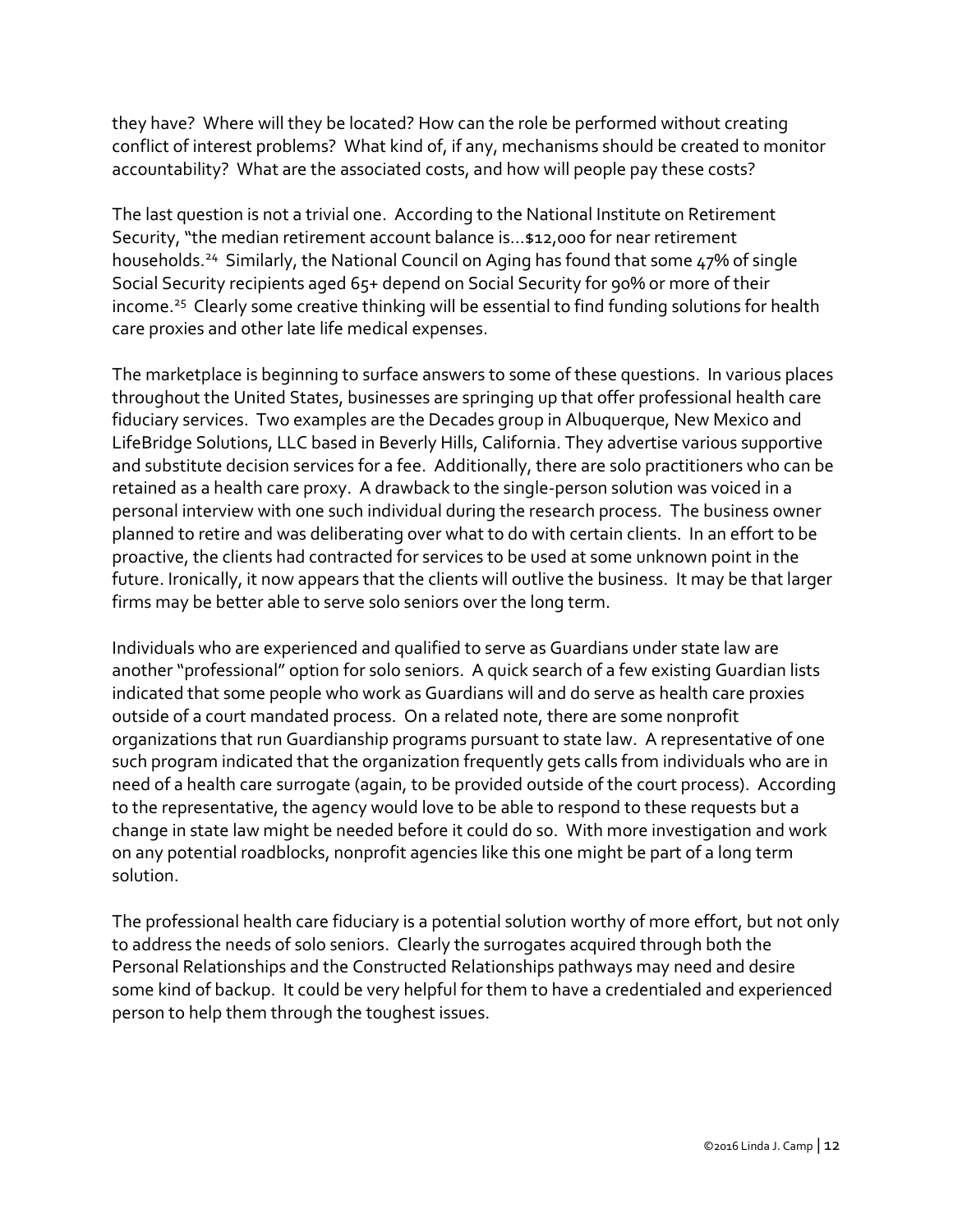they have? Where will they be located? How can the role be performed without creating conflict of interest problems? What kind of, if any, mechanisms should be created to monitor accountability? What are the associated costs, and how will people pay these costs?

The last question is not a trivial one. According to the National Institute on Retirement Security, "the median retirement account balance is…$12,000 for near retirement households.[24] Similarly, the National Council on Aging has found that some 47% of single Social Security recipients aged 65+ depend on Social Security for 90% or more of their income.[25] Clearly some creative thinking will be essential to find funding solutions for health care proxies and other late life medical expenses.

The marketplace is beginning to surface answers to some of these questions. In various places throughout the United States, businesses are springing up that offer professional health care fiduciary services. Two examples are the Decades group in Albuquerque, New Mexico and LifeBridge Solutions, LLC based in Beverly Hills, California. They advertise various supportive and substitute decision services for a fee. Additionally, there are solo practitioners who can be retained as a health care proxy. A drawback to the single-person solution was voiced in a personal interview with one such individual during the research process. The business owner planned to retire and was deliberating over what to do with certain clients. In an effort to be proactive, the clients had contracted for services to be used at some unknown point in the future. Ironically, it now appears that the clients will outlive the business. It may be that larger firms may be better able to serve solo seniors over the long term.

Individuals who are experienced and qualified to serve as Guardians under state law are another "professional" option for solo seniors. A quick search of a few existing Guardian lists indicated that some people who work as Guardians will and do serve as health care proxies outside of a court mandated process. On a related note, there are some nonprofit organizations that run Guardianship programs pursuant to state law. A representative of one such program indicated that the organization frequently gets calls from individuals who are in need of a health care surrogate (again, to be provided outside of the court process). According to the representative, the agency would love to be able to respond to these requests but a change in state law might be needed before it could do so. With more investigation and work on any potential roadblocks, nonprofit agencies like this one might be part of a long term solution.

The professional health care fiduciary is a potential solution worthy of more effort, but not only to address the needs of solo seniors. Clearly the surrogates acquired through both the Personal Relationships and the Constructed Relationships pathways may need and desire some kind of backup. It could be very helpful for them to have a credentialed and experienced person to help them through the toughest issues.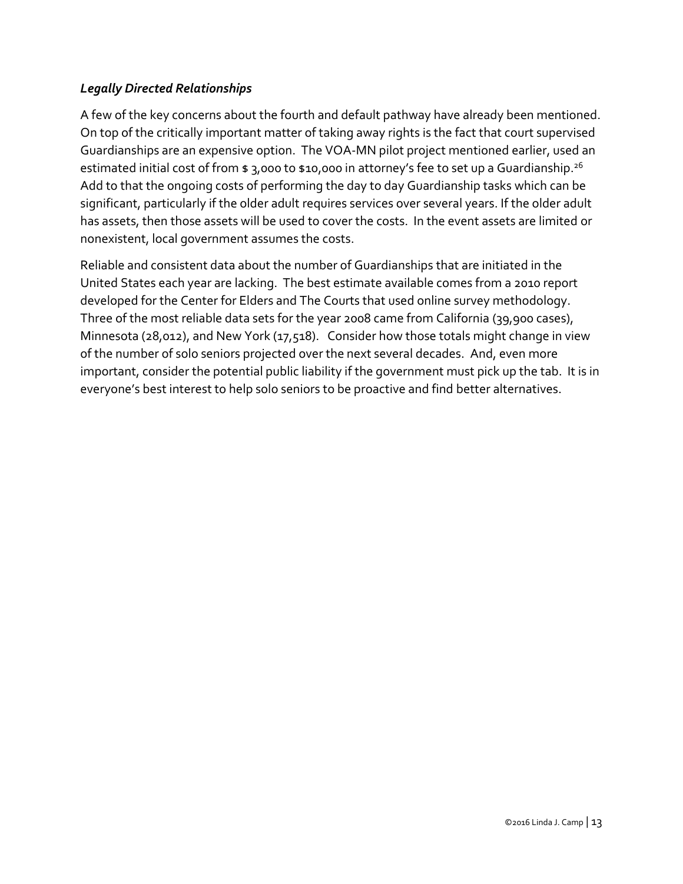### *Legally Directed Relationships*

A few of the key concerns about the fourth and default pathway have already been mentioned. On top of the critically important matter of taking away rights is the fact that court supervised Guardianships are an expensive option. The VOA-MN pilot project mentioned earlier, used an estimated initial cost of from $ 3,000 to $10,000 in attorney's fee to set up a Guardianship.[26] Add to that the ongoing costs of performing the day to day Guardianship tasks which can be significant, particularly if the older adult requires services over several years. If the older adult has assets, then those assets will be used to cover the costs. In the event assets are limited or nonexistent, local government assumes the costs.

Reliable and consistent data about the number of Guardianships that are initiated in the United States each year are lacking. The best estimate available comes from a 2010 report developed for the Center for Elders and The Courts that used online survey methodology. Three of the most reliable data sets for the year 2008 came from California (39,900 cases), Minnesota (28,012), and New York (17,518). Consider how those totals might change in view of the number of solo seniors projected over the next several decades. And, even more important, consider the potential public liability if the government must pick up the tab. It is in everyone's best interest to help solo seniors to be proactive and find better alternatives.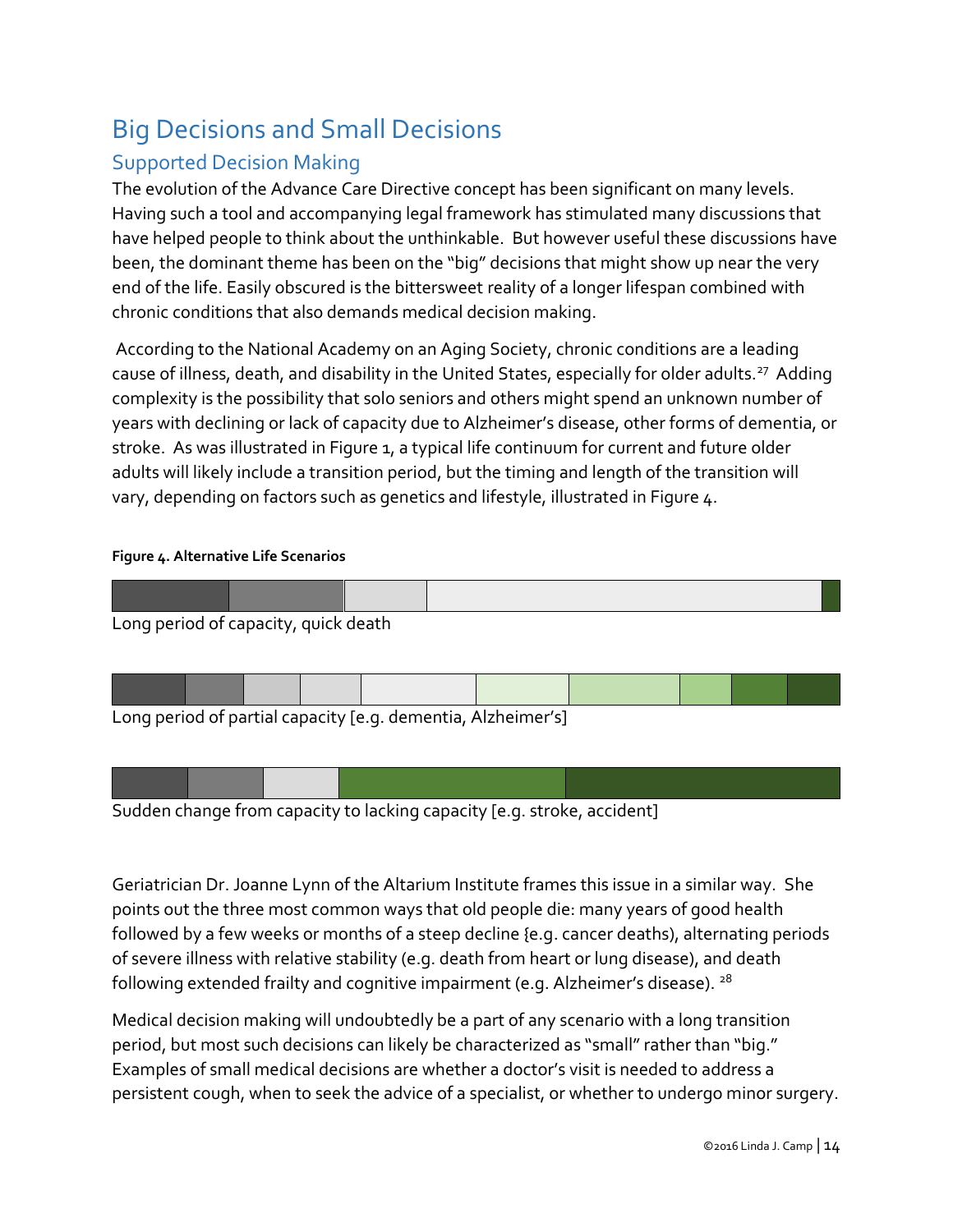# Big Decisions and Small Decisions

## Supported Decision Making

The evolution of the Advance Care Directive concept has been significant on many levels. Having such a tool and accompanying legal framework has stimulated many discussions that have helped people to think about the unthinkable. But however useful these discussions have been, the dominant theme has been on the "big" decisions that might show up near the very end of the life. Easily obscured is the bittersweet reality of a longer lifespan combined with chronic conditions that also demands medical decision making.

According to the National Academy on an Aging Society, chronic conditions are a leading cause of illness, death, and disability in the United States, especially for older adults.[27] Adding complexity is the possibility that solo seniors and others might spend an unknown number of years with declining or lack of capacity due to Alzheimer's disease, other forms of dementia, or stroke. As was illustrated in Figure 1, a typical life continuum for current and future older adults will likely include a transition period, but the timing and length of the transition will vary, depending on factors such as genetics and lifestyle, illustrated in Figure 4.

**Figure 4. Alternative Life Scenarios**

Long period of capacity, quick death

Long period of partial capacity [e.g. dementia, Alzheimer's]

Sudden change from capacity to lacking capacity [e.g. stroke, accident]

Geriatrician Dr. Joanne Lynn of the Altarium Institute frames this issue in a similar way. She points out the three most common ways that old people die: many years of good health followed by a few weeks or months of a steep decline {e.g. cancer deaths), alternating periods of severe illness with relative stability (e.g. death from heart or lung disease), and death following extended frailty and cognitive impairment (e.g. Alzheimer's disease).[28]

Medical decision making will undoubtedly be a part of any scenario with a long transition period, but most such decisions can likely be characterized as "small" rather than "big." Examples of small medical decisions are whether a doctor's visit is needed to address a persistent cough, when to seek the advice of a specialist, or whether to undergo minor surgery.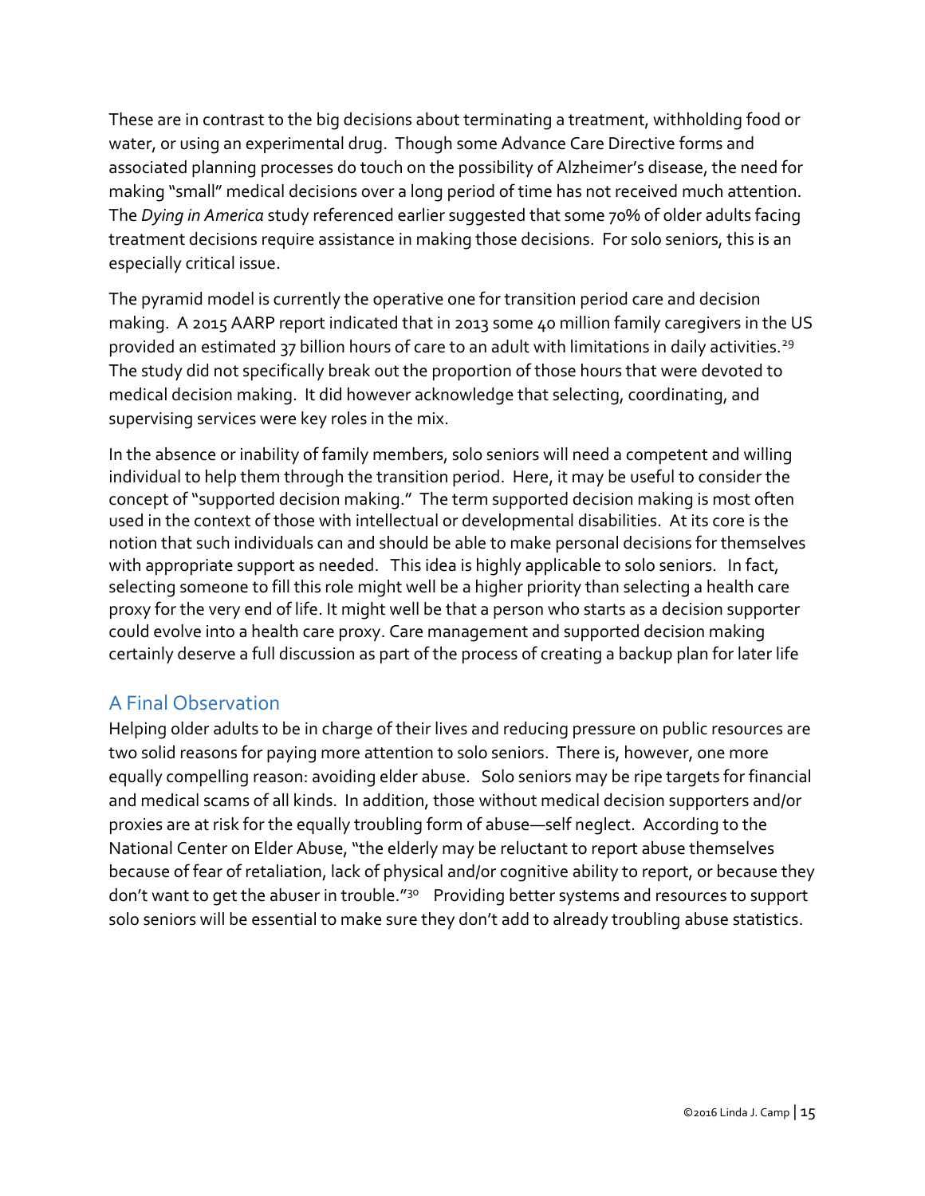These are in contrast to the big decisions about terminating a treatment, withholding food or water, or using an experimental drug. Though some Advance Care Directive forms and associated planning processes do touch on the possibility of Alzheimer's disease, the need for making "small" medical decisions over a long period of time has not received much attention. The *Dying in America* study referenced earlier suggested that some 70% of older adults facing treatment decisions require assistance in making those decisions. For solo seniors, this is an especially critical issue.

The pyramid model is currently the operative one for transition period care and decision making. A 2015 AARP report indicated that in 2013 some 40 million family caregivers in the US provided an estimated 37 billion hours of care to an adult with limitations in daily activities.[29] The study did not specifically break out the proportion of those hours that were devoted to medical decision making. It did however acknowledge that selecting, coordinating, and supervising services were key roles in the mix.

In the absence or inability of family members, solo seniors will need a competent and willing individual to help them through the transition period. Here, it may be useful to consider the concept of "supported decision making." The term supported decision making is most often used in the context of those with intellectual or developmental disabilities. At its core is the notion that such individuals can and should be able to make personal decisions for themselves with appropriate support as needed. This idea is highly applicable to solo seniors. In fact, selecting someone to fill this role might well be a higher priority than selecting a health care proxy for the very end of life. It might well be that a person who starts as a decision supporter could evolve into a health care proxy. Care management and supported decision making certainly deserve a full discussion as part of the process of creating a backup plan for later life

## A Final Observation

Helping older adults to be in charge of their lives and reducing pressure on public resources are two solid reasons for paying more attention to solo seniors. There is, however, one more equally compelling reason: avoiding elder abuse. Solo seniors may be ripe targets for financial and medical scams of all kinds. In addition, those without medical decision supporters and/or proxies are at risk for the equally troubling form of abuse—self neglect. According to the National Center on Elder Abuse, "the elderly may be reluctant to report abuse themselves because of fear of retaliation, lack of physical and/or cognitive ability to report, or because they don't want to get the abuser in trouble."[30] Providing better systems and resources to support solo seniors will be essential to make sure they don't add to already troubling abuse statistics.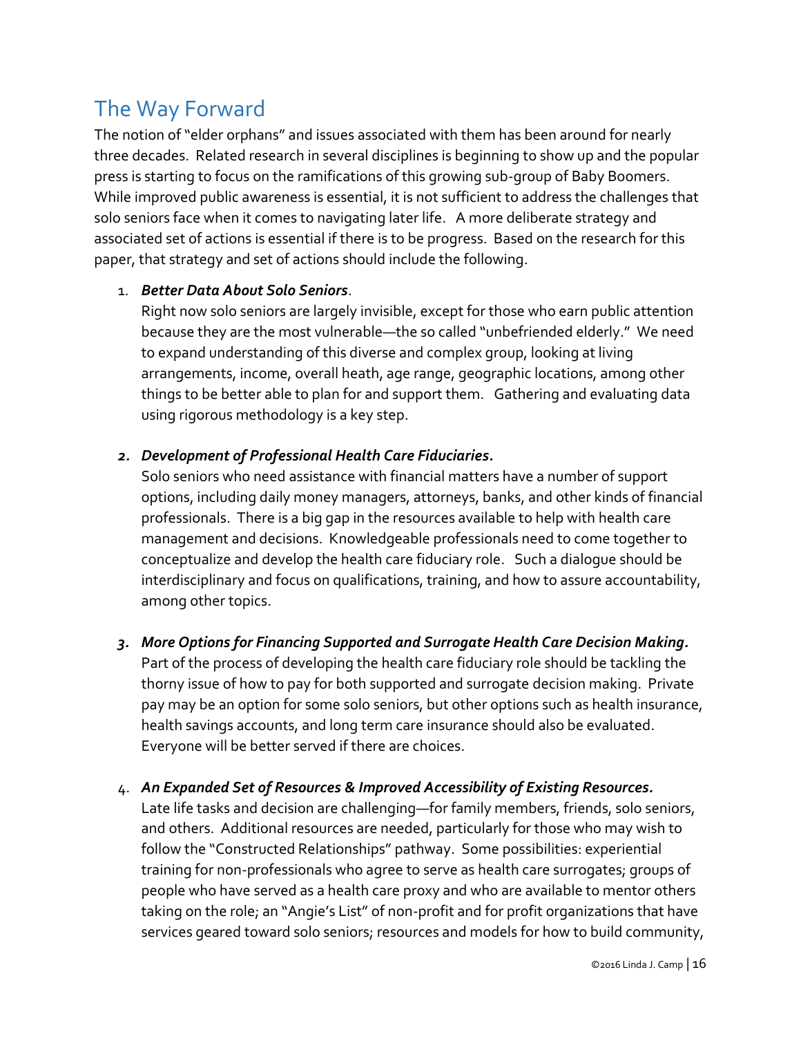## The Way Forward

The notion of "elder orphans" and issues associated with them has been around for nearly three decades. Related research in several disciplines is beginning to show up and the popular press is starting to focus on the ramifications of this growing sub-group of Baby Boomers. While improved public awareness is essential, it is not sufficient to address the challenges that solo seniors face when it comes to navigating later life. A more deliberate strategy and associated set of actions is essential if there is to be progress. Based on the research for this paper, that strategy and set of actions should include the following.

1. ***Better Data About Solo Seniors***.
   Right now solo seniors are largely invisible, except for those who earn public attention because they are the most vulnerable—the so called "unbefriended elderly." We need to expand understanding of this diverse and complex group, looking at living arrangements, income, overall heath, age range, geographic locations, among other things to be better able to plan for and support them. Gathering and evaluating data using rigorous methodology is a key step.

2. ***Development of Professional Health Care Fiduciaries.***
   Solo seniors who need assistance with financial matters have a number of support options, including daily money managers, attorneys, banks, and other kinds of financial professionals. There is a big gap in the resources available to help with health care management and decisions. Knowledgeable professionals need to come together to conceptualize and develop the health care fiduciary role. Such a dialogue should be interdisciplinary and focus on qualifications, training, and how to assure accountability, among other topics.

3. ***More Options for Financing Supported and Surrogate Health Care Decision Making.***
   Part of the process of developing the health care fiduciary role should be tackling the thorny issue of how to pay for both supported and surrogate decision making. Private pay may be an option for some solo seniors, but other options such as health insurance, health savings accounts, and long term care insurance should also be evaluated. Everyone will be better served if there are choices.

4. ***An Expanded Set of Resources & Improved Accessibility of Existing Resources.***
   Late life tasks and decision are challenging—for family members, friends, solo seniors, and others. Additional resources are needed, particularly for those who may wish to follow the "Constructed Relationships" pathway. Some possibilities: experiential training for non-professionals who agree to serve as health care surrogates; groups of people who have served as a health care proxy and who are available to mentor others taking on the role; an "Angie's List" of non-profit and for profit organizations that have services geared toward solo seniors; resources and models for how to build community,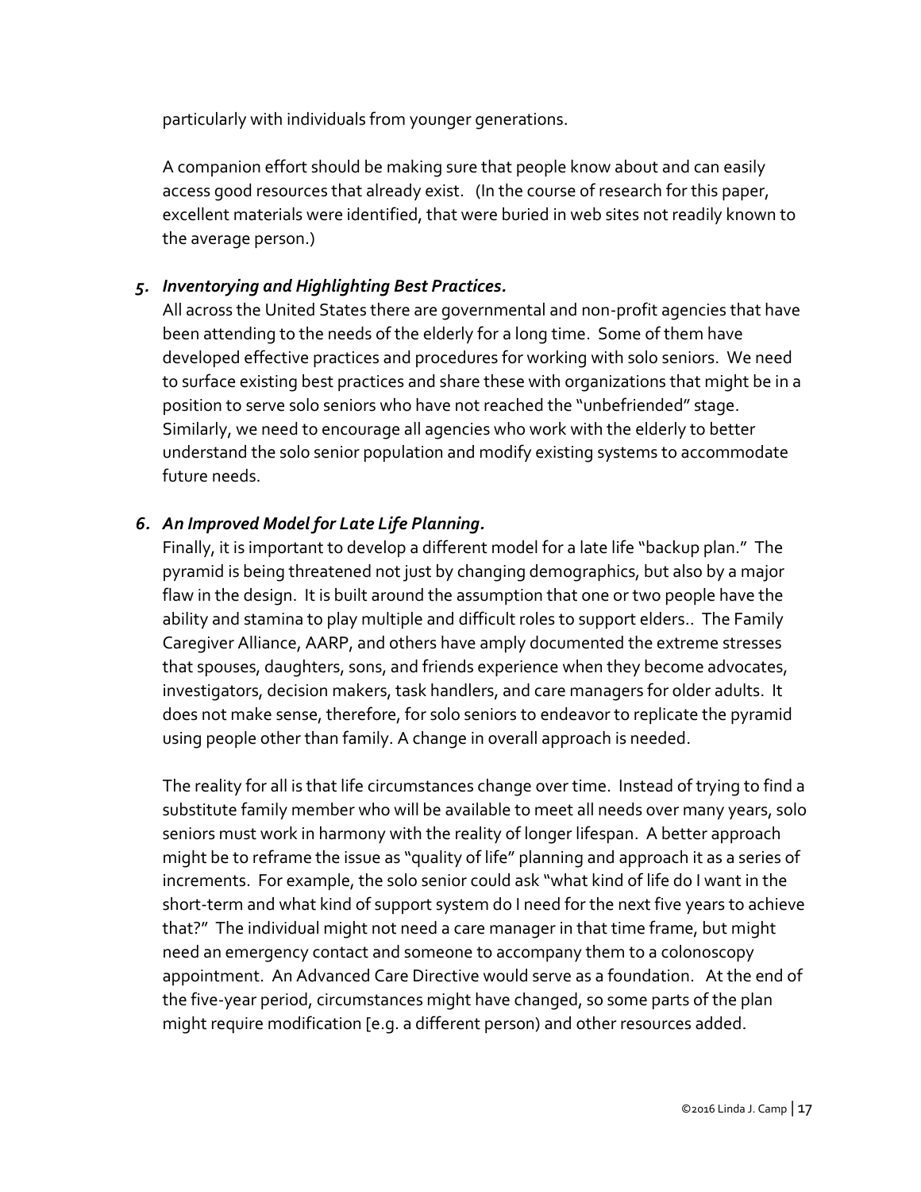particularly with individuals from younger generations.

A companion effort should be making sure that people know about and can easily access good resources that already exist. (In the course of research for this paper, excellent materials were identified, that were buried in web sites not readily known to the average person.)

5. ***Inventorying and Highlighting Best Practices.***
   All across the United States there are governmental and non-profit agencies that have been attending to the needs of the elderly for a long time. Some of them have developed effective practices and procedures for working with solo seniors. We need to surface existing best practices and share these with organizations that might be in a position to serve solo seniors who have not reached the "unbefriended" stage. Similarly, we need to encourage all agencies who work with the elderly to better understand the solo senior population and modify existing systems to accommodate future needs.

6. ***An Improved Model for Late Life Planning.***
   Finally, it is important to develop a different model for a late life "backup plan." The pyramid is being threatened not just by changing demographics, but also by a major flaw in the design. It is built around the assumption that one or two people have the ability and stamina to play multiple and difficult roles to support elders.. The Family Caregiver Alliance, AARP, and others have amply documented the extreme stresses that spouses, daughters, sons, and friends experience when they become advocates, investigators, decision makers, task handlers, and care managers for older adults. It does not make sense, therefore, for solo seniors to endeavor to replicate the pyramid using people other than family. A change in overall approach is needed.

   The reality for all is that life circumstances change over time. Instead of trying to find a substitute family member who will be available to meet all needs over many years, solo seniors must work in harmony with the reality of longer lifespan. A better approach might be to reframe the issue as "quality of life" planning and approach it as a series of increments. For example, the solo senior could ask "what kind of life do I want in the short-term and what kind of support system do I need for the next five years to achieve that?" The individual might not need a care manager in that time frame, but might need an emergency contact and someone to accompany them to a colonoscopy appointment. An Advanced Care Directive would serve as a foundation. At the end of the five-year period, circumstances might have changed, so some parts of the plan might require modification [e.g. a different person) and other resources added.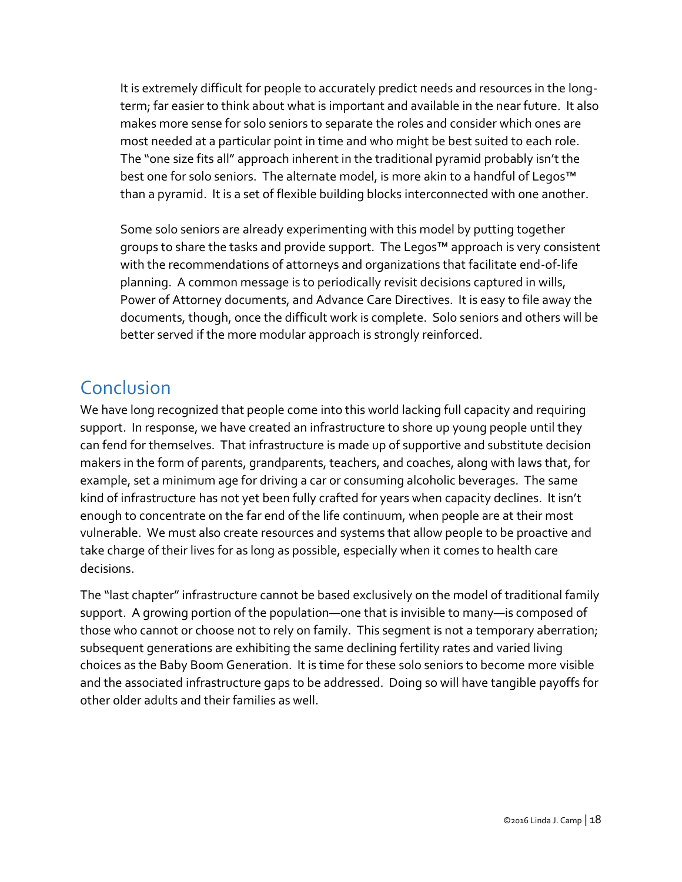It is extremely difficult for people to accurately predict needs and resources in the long-term; far easier to think about what is important and available in the near future. It also makes more sense for solo seniors to separate the roles and consider which ones are most needed at a particular point in time and who might be best suited to each role. The "one size fits all" approach inherent in the traditional pyramid probably isn't the best one for solo seniors. The alternate model, is more akin to a handful of Legos™ than a pyramid. It is a set of flexible building blocks interconnected with one another.

Some solo seniors are already experimenting with this model by putting together groups to share the tasks and provide support. The Legos™ approach is very consistent with the recommendations of attorneys and organizations that facilitate end-of-life planning. A common message is to periodically revisit decisions captured in wills, Power of Attorney documents, and Advance Care Directives. It is easy to file away the documents, though, once the difficult work is complete. Solo seniors and others will be better served if the more modular approach is strongly reinforced.

## Conclusion

We have long recognized that people come into this world lacking full capacity and requiring support. In response, we have created an infrastructure to shore up young people until they can fend for themselves. That infrastructure is made up of supportive and substitute decision makers in the form of parents, grandparents, teachers, and coaches, along with laws that, for example, set a minimum age for driving a car or consuming alcoholic beverages. The same kind of infrastructure has not yet been fully crafted for years when capacity declines. It isn't enough to concentrate on the far end of the life continuum, when people are at their most vulnerable. We must also create resources and systems that allow people to be proactive and take charge of their lives for as long as possible, especially when it comes to health care decisions.

The "last chapter" infrastructure cannot be based exclusively on the model of traditional family support. A growing portion of the population—one that is invisible to many—is composed of those who cannot or choose not to rely on family. This segment is not a temporary aberration; subsequent generations are exhibiting the same declining fertility rates and varied living choices as the Baby Boom Generation. It is time for these solo seniors to become more visible and the associated infrastructure gaps to be addressed. Doing so will have tangible payoffs for other older adults and their families as well.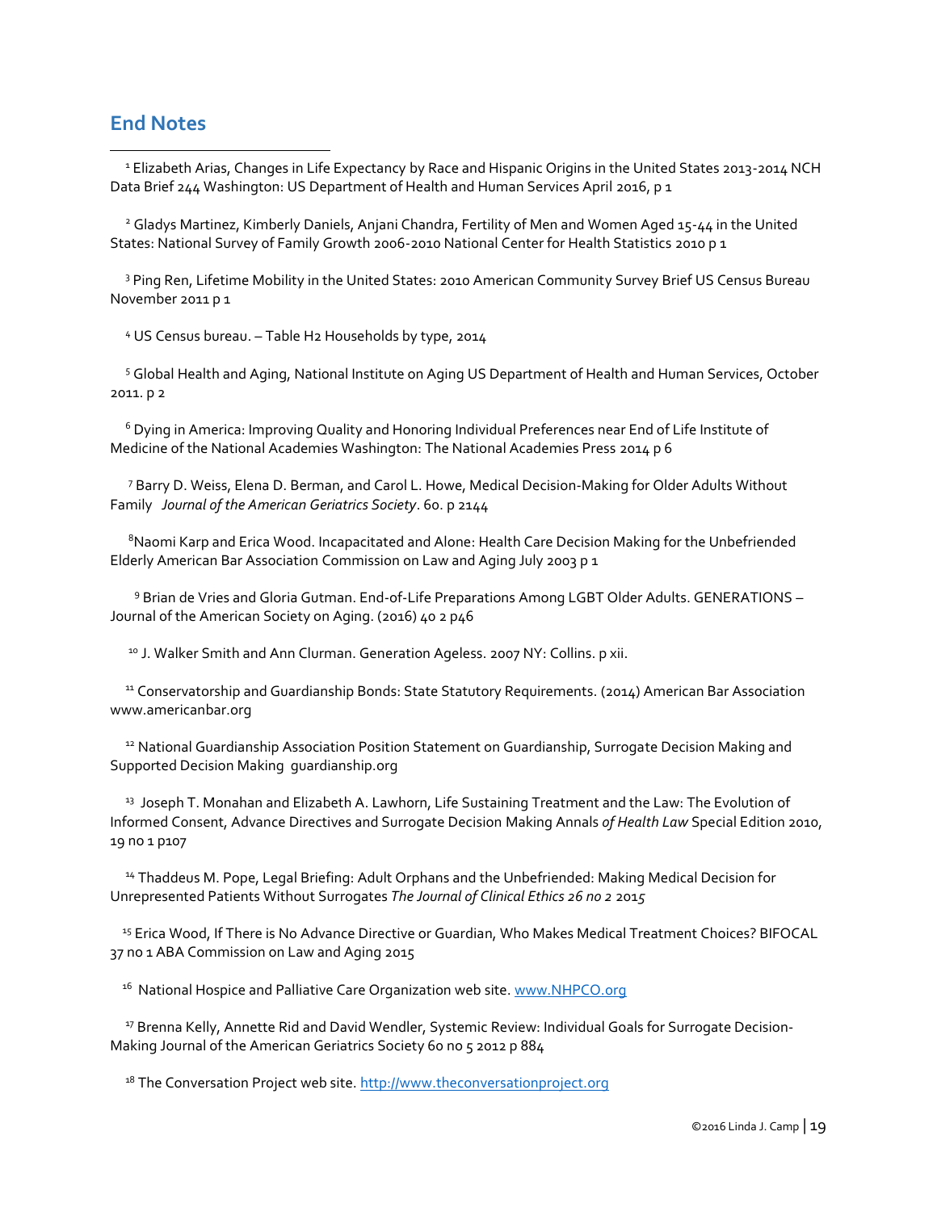## End Notes

[1] Elizabeth Arias, Changes in Life Expectancy by Race and Hispanic Origins in the United States 2013-2014 NCH Data Brief 244 Washington: US Department of Health and Human Services April 2016, p 1

[2] Gladys Martinez, Kimberly Daniels, Anjani Chandra, Fertility of Men and Women Aged 15-44 in the United States: National Survey of Family Growth 2006-2010 National Center for Health Statistics 2010 p 1

[3] Ping Ren, Lifetime Mobility in the United States: 2010 American Community Survey Brief US Census Bureau November 2011 p 1

[4] US Census bureau. – Table H2 Households by type, 2014

[5] Global Health and Aging, National Institute on Aging US Department of Health and Human Services, October 2011. p 2

[6] Dying in America: Improving Quality and Honoring Individual Preferences near End of Life Institute of Medicine of the National Academies Washington: The National Academies Press 2014 p 6

[7] Barry D. Weiss, Elena D. Berman, and Carol L. Howe, Medical Decision-Making for Older Adults Without Family *Journal of the American Geriatrics Society*. 60. p 2144

[8] Naomi Karp and Erica Wood. Incapacitated and Alone: Health Care Decision Making for the Unbefriended Elderly American Bar Association Commission on Law and Aging July 2003 p 1

[9] Brian de Vries and Gloria Gutman. End-of-Life Preparations Among LGBT Older Adults. GENERATIONS – Journal of the American Society on Aging. (2016) 40 2 p46

[10] J. Walker Smith and Ann Clurman. Generation Ageless. 2007 NY: Collins. p xii.

[11] Conservatorship and Guardianship Bonds: State Statutory Requirements. (2014) American Bar Association www.americanbar.org

[12] National Guardianship Association Position Statement on Guardianship, Surrogate Decision Making and Supported Decision Making guardianship.org

[13] Joseph T. Monahan and Elizabeth A. Lawhorn, Life Sustaining Treatment and the Law: The Evolution of Informed Consent, Advance Directives and Surrogate Decision Making Annals *of Health Law* Special Edition 2010, 19 no 1 p107

[14] Thaddeus M. Pope, Legal Briefing: Adult Orphans and the Unbefriended: Making Medical Decision for Unrepresented Patients Without Surrogates *The Journal of Clinical Ethics 26 no 2* 2015

[15] Erica Wood, If There is No Advance Directive or Guardian, Who Makes Medical Treatment Choices? BIFOCAL 37 no 1 ABA Commission on Law and Aging 2015

[16] National Hospice and Palliative Care Organization web site. [www.NHPCO.org](http://www.NHPCO.org)

[17] Brenna Kelly, Annette Rid and David Wendler, Systemic Review: Individual Goals for Surrogate Decision-Making Journal of the American Geriatrics Society 60 no 5 2012 p 884

[18] The Conversation Project web site. [http://www.theconversationproject.org](http://www.theconversationproject.org)

©2016 Linda J. Camp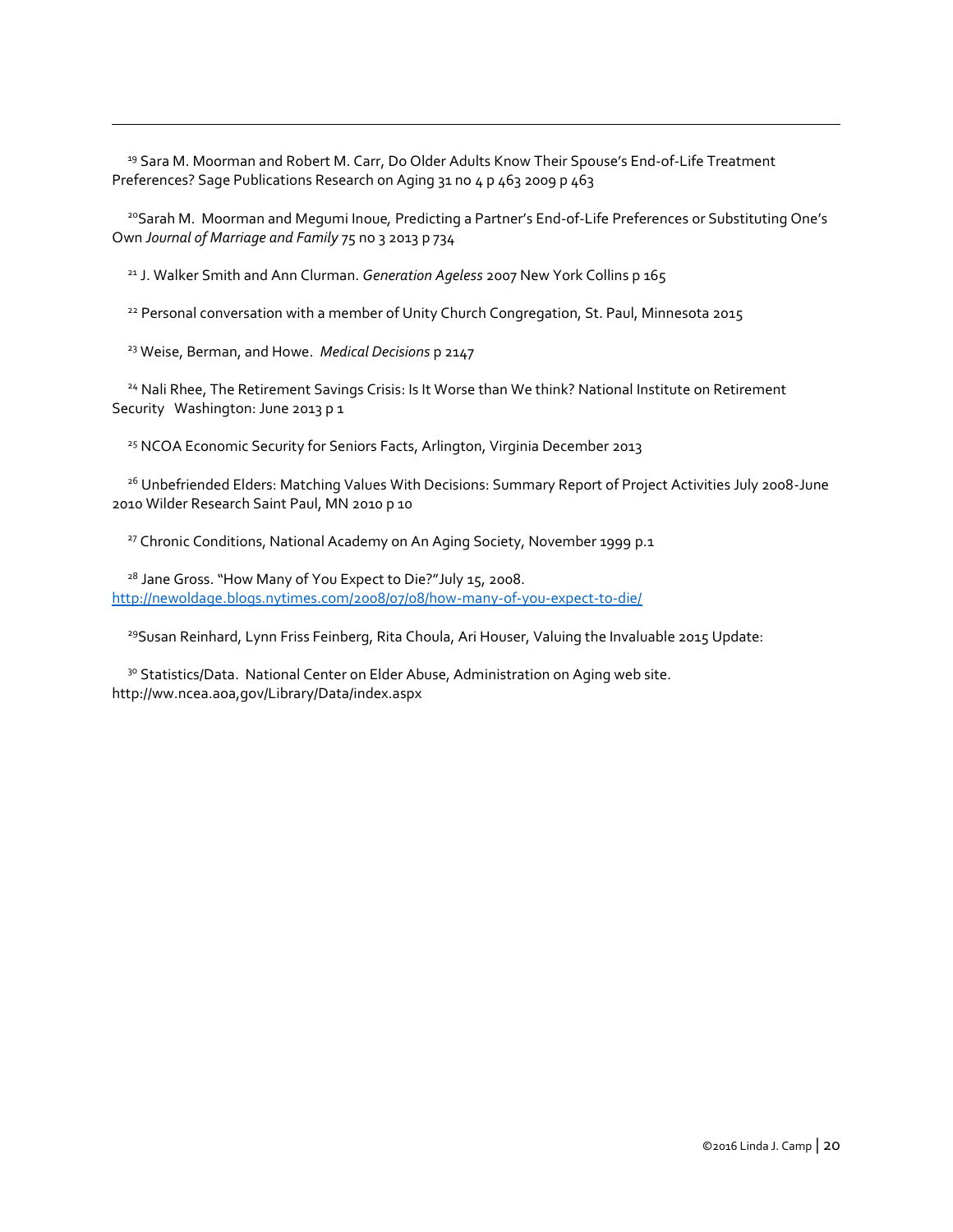[19] Sara M. Moorman and Robert M. Carr, Do Older Adults Know Their Spouse's End-of-Life Treatment Preferences? Sage Publications Research on Aging 31 no 4 p 463 2009 p 463

[20]Sarah M. Moorman and Megumi Inoue, Predicting a Partner's End-of-Life Preferences or Substituting One's Own *Journal of Marriage and Family* 75 no 3 2013 p 734

[21] J. Walker Smith and Ann Clurman. *Generation Ageless* 2007 New York Collins p 165

[22] Personal conversation with a member of Unity Church Congregation, St. Paul, Minnesota 2015

[23] Weise, Berman, and Howe. *Medical Decisions* p 2147

[24] Nali Rhee, The Retirement Savings Crisis: Is It Worse than We think? National Institute on Retirement Security Washington: June 2013 p 1

[25] NCOA Economic Security for Seniors Facts, Arlington, Virginia December 2013

[26] Unbefriended Elders: Matching Values With Decisions: Summary Report of Project Activities July 2008-June 2010 Wilder Research Saint Paul, MN 2010 p 10

[27] Chronic Conditions, National Academy on An Aging Society, November 1999 p.1

[28] Jane Gross. "How Many of You Expect to Die?"July 15, 2008. http://newoldage.blogs.nytimes.com/2008/07/08/how-many-of-you-expect-to-die/

[29]Susan Reinhard, Lynn Friss Feinberg, Rita Choula, Ari Houser, Valuing the Invaluable 2015 Update:

[30] Statistics/Data. National Center on Elder Abuse, Administration on Aging web site. http://ww.ncea.aoa,gov/Library/Data/index.aspx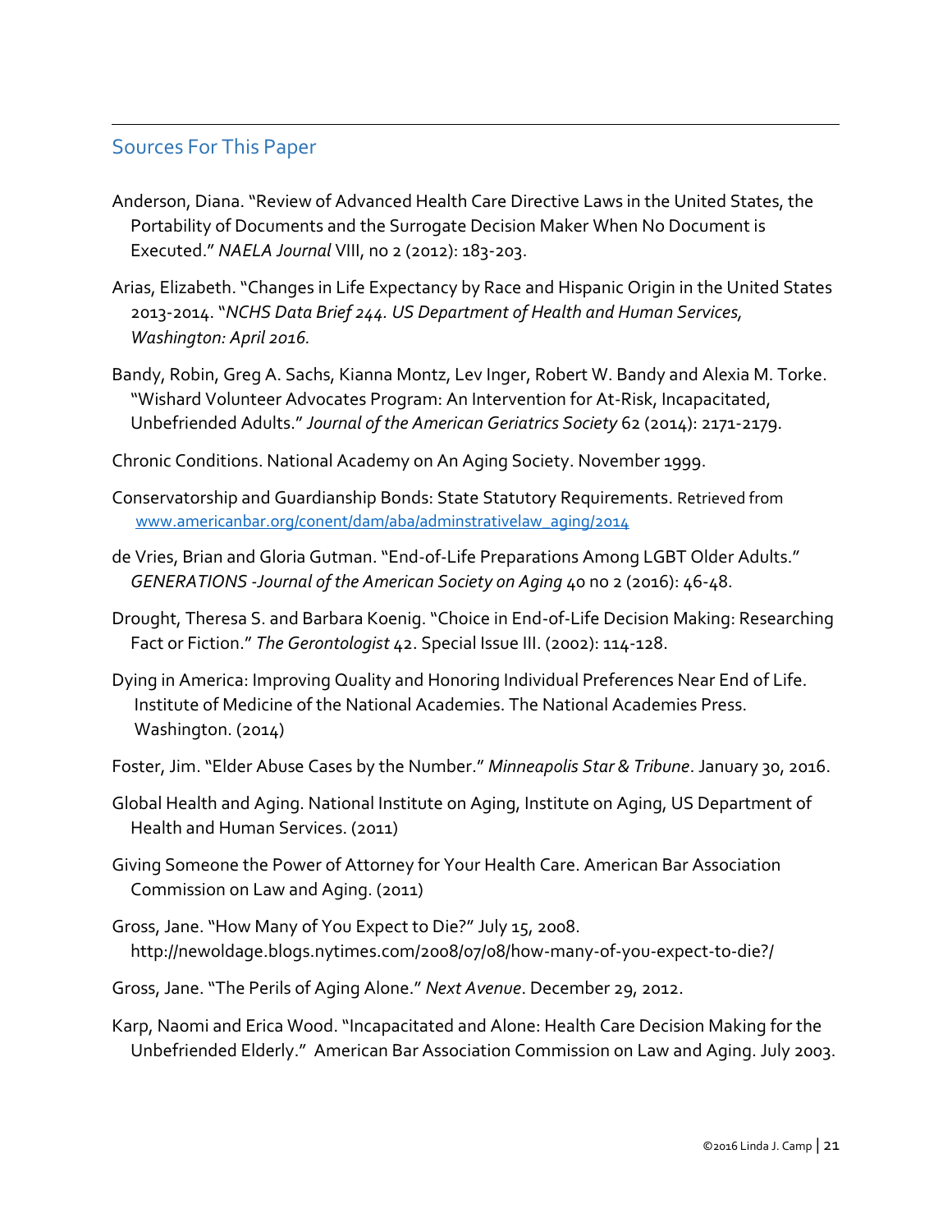## Sources For This Paper

Anderson, Diana. "Review of Advanced Health Care Directive Laws in the United States, the Portability of Documents and the Surrogate Decision Maker When No Document is Executed." *NAELA Journal* VIII, no 2 (2012): 183-203.

Arias, Elizabeth. "Changes in Life Expectancy by Race and Hispanic Origin in the United States 2013-2014. "*NCHS Data Brief 244. US Department of Health and Human Services, Washington: April 2016.*

Bandy, Robin, Greg A. Sachs, Kianna Montz, Lev Inger, Robert W. Bandy and Alexia M. Torke. "Wishard Volunteer Advocates Program: An Intervention for At-Risk, Incapacitated, Unbefriended Adults." *Journal of the American Geriatrics Society* 62 (2014): 2171-2179.

Chronic Conditions. National Academy on An Aging Society. November 1999.

Conservatorship and Guardianship Bonds: State Statutory Requirements. Retrieved from www.americanbar.org/conent/dam/aba/adminstrativelaw_aging/2014

de Vries, Brian and Gloria Gutman. "End-of-Life Preparations Among LGBT Older Adults." *GENERATIONS -Journal of the American Society on Aging* 40 no 2 (2016): 46-48.

Drought, Theresa S. and Barbara Koenig. "Choice in End-of-Life Decision Making: Researching Fact or Fiction." *The Gerontologist* 42. Special Issue III. (2002): 114-128.

Dying in America: Improving Quality and Honoring Individual Preferences Near End of Life. Institute of Medicine of the National Academies. The National Academies Press. Washington. (2014)

Foster, Jim. "Elder Abuse Cases by the Number." *Minneapolis Star & Tribune*. January 30, 2016.

Global Health and Aging. National Institute on Aging, Institute on Aging, US Department of Health and Human Services. (2011)

Giving Someone the Power of Attorney for Your Health Care. American Bar Association Commission on Law and Aging. (2011)

Gross, Jane. "How Many of You Expect to Die?" July 15, 2008. http://newoldage.blogs.nytimes.com/2008/07/08/how-many-of-you-expect-to-die?/

Gross, Jane. "The Perils of Aging Alone." *Next Avenue*. December 29, 2012.

Karp, Naomi and Erica Wood. "Incapacitated and Alone: Health Care Decision Making for the Unbefriended Elderly." American Bar Association Commission on Law and Aging. July 2003.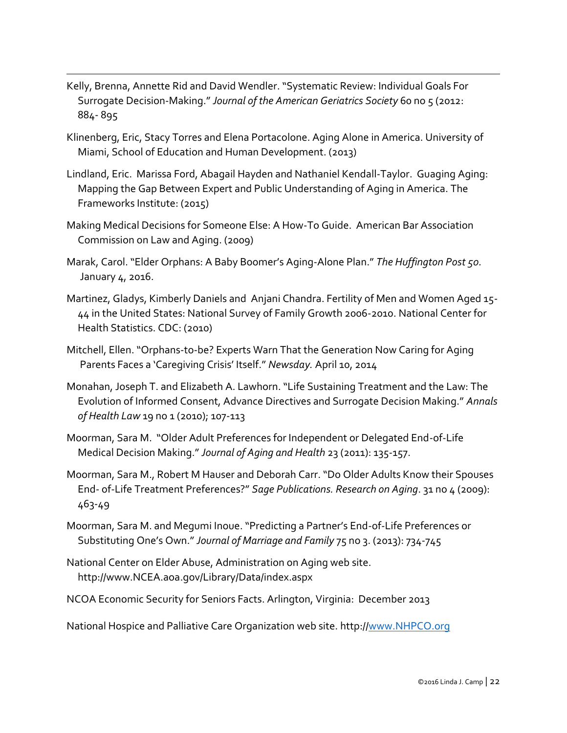Kelly, Brenna, Annette Rid and David Wendler. "Systematic Review: Individual Goals For Surrogate Decision-Making." *Journal of the American Geriatrics Society* 60 no 5 (2012: 884- 895

Klinenberg, Eric, Stacy Torres and Elena Portacolone. Aging Alone in America. University of Miami, School of Education and Human Development. (2013)

Lindland, Eric. Marissa Ford, Abagail Hayden and Nathaniel Kendall-Taylor. Guaging Aging: Mapping the Gap Between Expert and Public Understanding of Aging in America. The Frameworks Institute: (2015)

Making Medical Decisions for Someone Else: A How-To Guide. American Bar Association Commission on Law and Aging. (2009)

Marak, Carol. "Elder Orphans: A Baby Boomer's Aging-Alone Plan." *The Huffington Post 50*. January 4, 2016.

Martinez, Gladys, Kimberly Daniels and Anjani Chandra. Fertility of Men and Women Aged 15-44 in the United States: National Survey of Family Growth 2006-2010. National Center for Health Statistics. CDC: (2010)

Mitchell, Ellen. "Orphans-to-be? Experts Warn That the Generation Now Caring for Aging Parents Faces a 'Caregiving Crisis' Itself." *Newsday.* April 10, 2014

Monahan, Joseph T. and Elizabeth A. Lawhorn. "Life Sustaining Treatment and the Law: The Evolution of Informed Consent, Advance Directives and Surrogate Decision Making." *Annals of Health Law* 19 no 1 (2010); 107-113

Moorman, Sara M. "Older Adult Preferences for Independent or Delegated End-of-Life Medical Decision Making." *Journal of Aging and Health* 23 (2011): 135-157.

Moorman, Sara M., Robert M Hauser and Deborah Carr. "Do Older Adults Know their Spouses End- of-Life Treatment Preferences?" *Sage Publications. Research on Aging*. 31 no 4 (2009): 463-49

Moorman, Sara M. and Megumi Inoue. "Predicting a Partner's End-of-Life Preferences or Substituting One's Own." *Journal of Marriage and Family* 75 no 3. (2013): 734-745

National Center on Elder Abuse, Administration on Aging web site. http://www.NCEA.aoa.gov/Library/Data/index.aspx

NCOA Economic Security for Seniors Facts. Arlington, Virginia: December 2013

National Hospice and Palliative Care Organization web site. http://www.NHPCO.org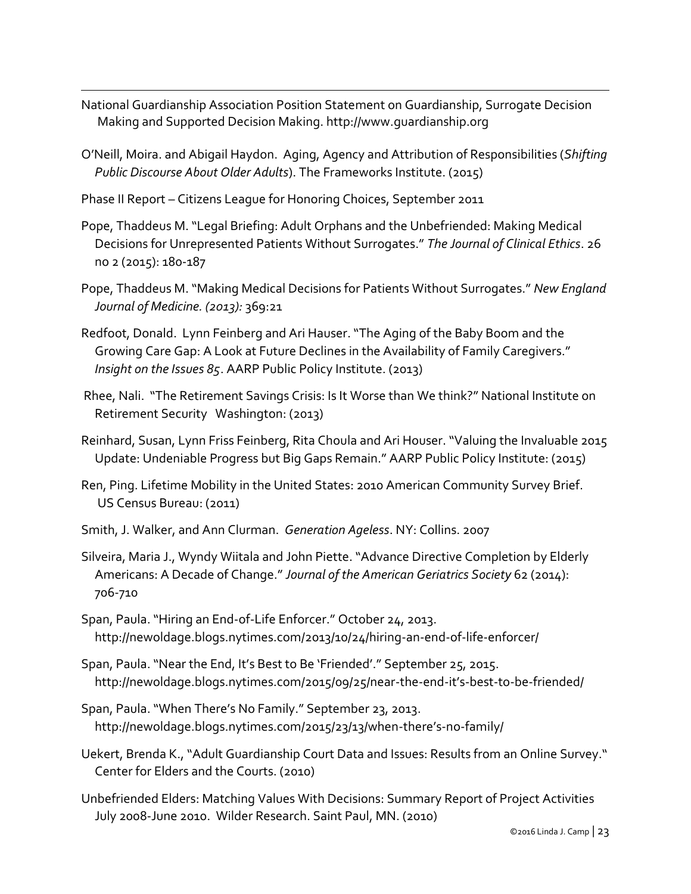National Guardianship Association Position Statement on Guardianship, Surrogate Decision Making and Supported Decision Making. http://www.guardianship.org

O'Neill, Moira. and Abigail Haydon. Aging, Agency and Attribution of Responsibilities (*Shifting Public Discourse About Older Adults*). The Frameworks Institute. (2015)

Phase II Report – Citizens League for Honoring Choices, September 2011

Pope, Thaddeus M. "Legal Briefing: Adult Orphans and the Unbefriended: Making Medical Decisions for Unrepresented Patients Without Surrogates." *The Journal of Clinical Ethics*. 26 no 2 (2015): 180-187

Pope, Thaddeus M. "Making Medical Decisions for Patients Without Surrogates." *New England Journal of Medicine. (2013):* 369:21

Redfoot, Donald. Lynn Feinberg and Ari Hauser. "The Aging of the Baby Boom and the Growing Care Gap: A Look at Future Declines in the Availability of Family Caregivers." *Insight on the Issues 85*. AARP Public Policy Institute. (2013)

Rhee, Nali. "The Retirement Savings Crisis: Is It Worse than We think?" National Institute on Retirement Security Washington: (2013)

Reinhard, Susan, Lynn Friss Feinberg, Rita Choula and Ari Houser. "Valuing the Invaluable 2015 Update: Undeniable Progress but Big Gaps Remain." AARP Public Policy Institute: (2015)

Ren, Ping. Lifetime Mobility in the United States: 2010 American Community Survey Brief. US Census Bureau: (2011)

Smith, J. Walker, and Ann Clurman. *Generation Ageless*. NY: Collins. 2007

Silveira, Maria J., Wyndy Wiitala and John Piette. "Advance Directive Completion by Elderly Americans: A Decade of Change." *Journal of the American Geriatrics Society* 62 (2014): 706-710

Span, Paula. "Hiring an End-of-Life Enforcer." October 24, 2013. http://newoldage.blogs.nytimes.com/2013/10/24/hiring-an-end-of-life-enforcer/

Span, Paula. "Near the End, It's Best to Be 'Friended'." September 25, 2015. http://newoldage.blogs.nytimes.com/2015/09/25/near-the-end-it's-best-to-be-friended/

Span, Paula. "When There's No Family." September 23, 2013. http://newoldage.blogs.nytimes.com/2015/23/13/when-there's-no-family/

Uekert, Brenda K., "Adult Guardianship Court Data and Issues: Results from an Online Survey." Center for Elders and the Courts. (2010)

Unbefriended Elders: Matching Values With Decisions: Summary Report of Project Activities July 2008-June 2010. Wilder Research. Saint Paul, MN. (2010)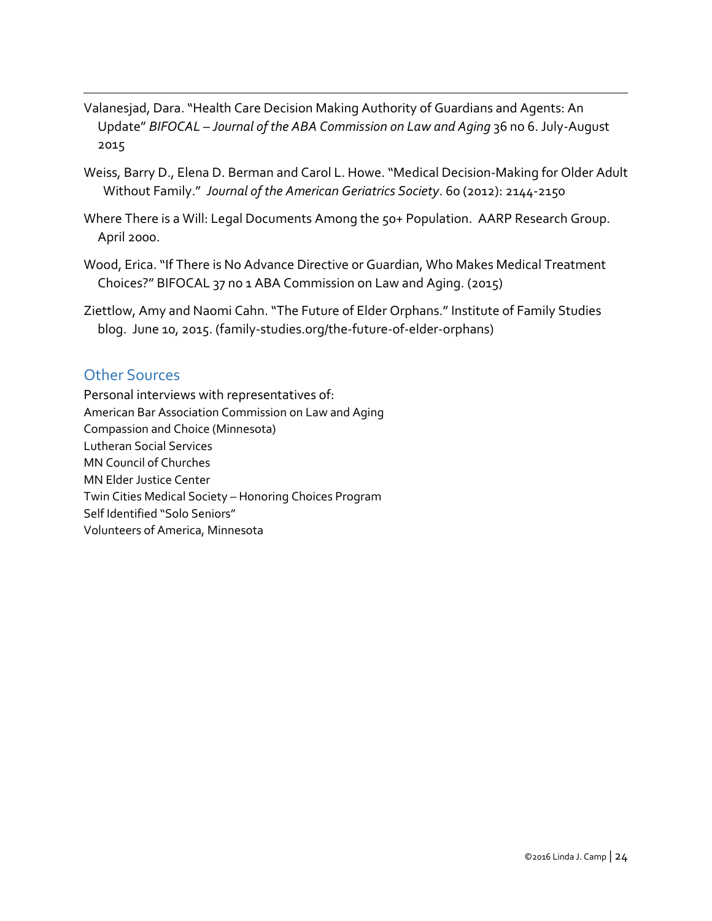Valanesjad, Dara. "Health Care Decision Making Authority of Guardians and Agents: An Update" *BIFOCAL – Journal of the ABA Commission on Law and Aging* 36 no 6. July-August 2015

Weiss, Barry D., Elena D. Berman and Carol L. Howe. "Medical Decision-Making for Older Adult Without Family." *Journal of the American Geriatrics Society*. 60 (2012): 2144-2150

Where There is a Will: Legal Documents Among the 50+ Population. AARP Research Group. April 2000.

Wood, Erica. "If There is No Advance Directive or Guardian, Who Makes Medical Treatment Choices?" BIFOCAL 37 no 1 ABA Commission on Law and Aging. (2015)

Ziettlow, Amy and Naomi Cahn. "The Future of Elder Orphans." Institute of Family Studies blog. June 10, 2015. (family-studies.org/the-future-of-elder-orphans)

## Other Sources

Personal interviews with representatives of:

American Bar Association Commission on Law and Aging
Compassion and Choice (Minnesota)
Lutheran Social Services
MN Council of Churches
MN Elder Justice Center
Twin Cities Medical Society – Honoring Choices Program
Self Identified "Solo Seniors"
Volunteers of America, Minnesota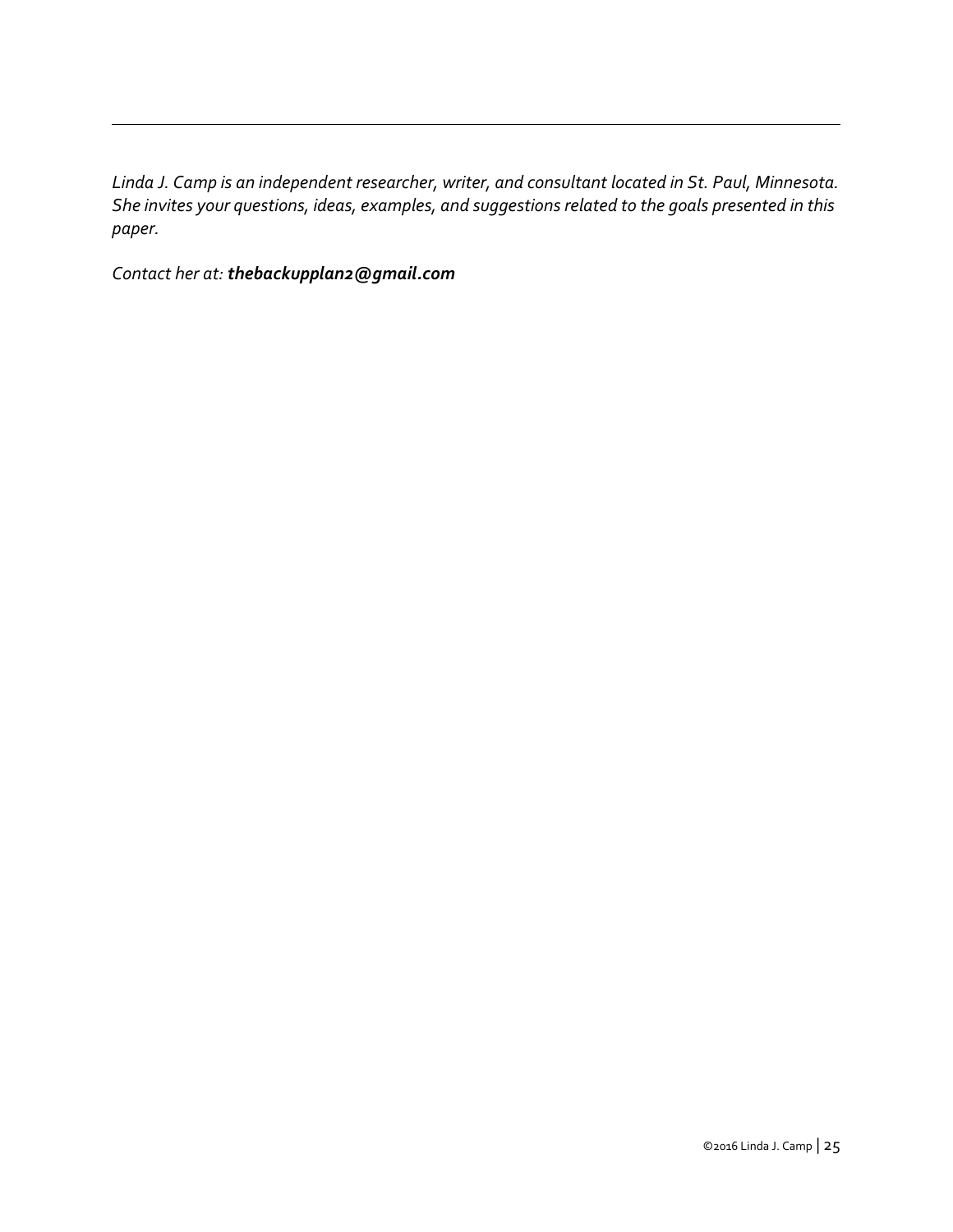---

*Linda J. Camp is an independent researcher, writer, and consultant located in St. Paul, Minnesota. She invites your questions, ideas, examples, and suggestions related to the goals presented in this paper.*

*Contact her at:* ***thebackupplan2@gmail.com***